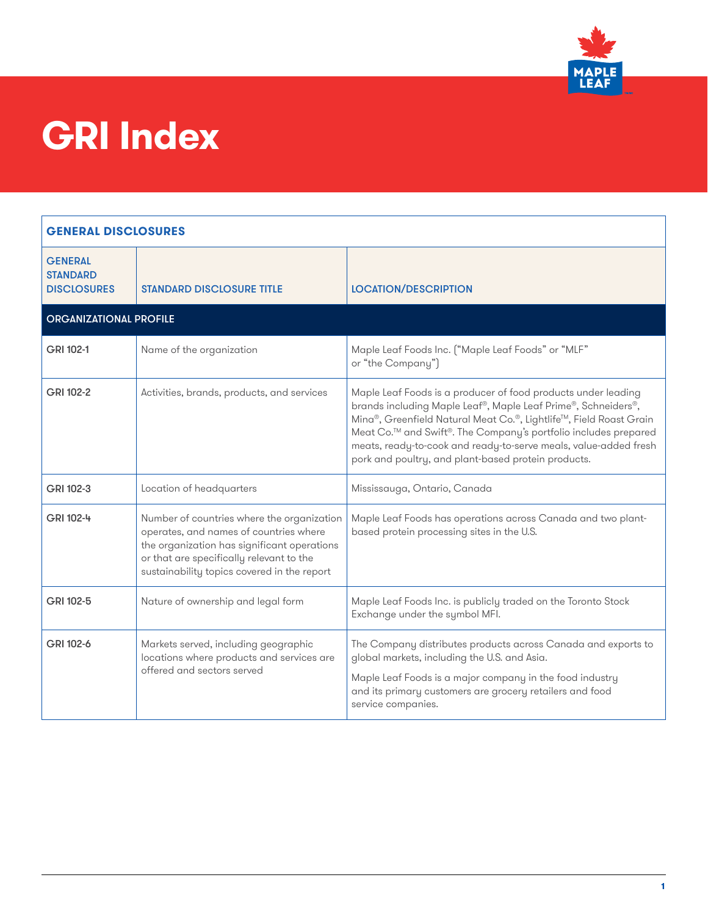# GRI Index

| GENERAL DISCLOSURES | | |
|---|---|---|
| **GENERAL STANDARD DISCLOSURES** | **STANDARD DISCLOSURE TITLE** | **LOCATION/DESCRIPTION** |
| **ORGANIZATIONAL PROFILE** | | |
| GRI 102-1 | Name of the organization | Maple Leaf Foods Inc. ("Maple Leaf Foods" or "MLF" or "the Company") |
| GRI 102-2 | Activities, brands, products, and services | Maple Leaf Foods is a producer of food products under leading brands including Maple Leaf®, Maple Leaf Prime®, Schneiders®, Mina®, Greenfield Natural Meat Co.®, Lightlife™, Field Roast Grain Meat Co.™ and Swift®. The Company's portfolio includes prepared meats, ready-to-cook and ready-to-serve meals, value-added fresh pork and poultry, and plant-based protein products. |
| GRI 102-3 | Location of headquarters | Mississauga, Ontario, Canada |
| GRI 102-4 | Number of countries where the organization operates, and names of countries where the organization has significant operations or that are specifically relevant to the sustainability topics covered in the report | Maple Leaf Foods has operations across Canada and two plant-based protein processing sites in the U.S. |
| GRI 102-5 | Nature of ownership and legal form | Maple Leaf Foods Inc. is publicly traded on the Toronto Stock Exchange under the symbol MFI. |
| GRI 102-6 | Markets served, including geographic locations where products and services are offered and sectors served | The Company distributes products across Canada and exports to global markets, including the U.S. and Asia.<br><br>Maple Leaf Foods is a major company in the food industry and its primary customers are grocery retailers and food service companies. |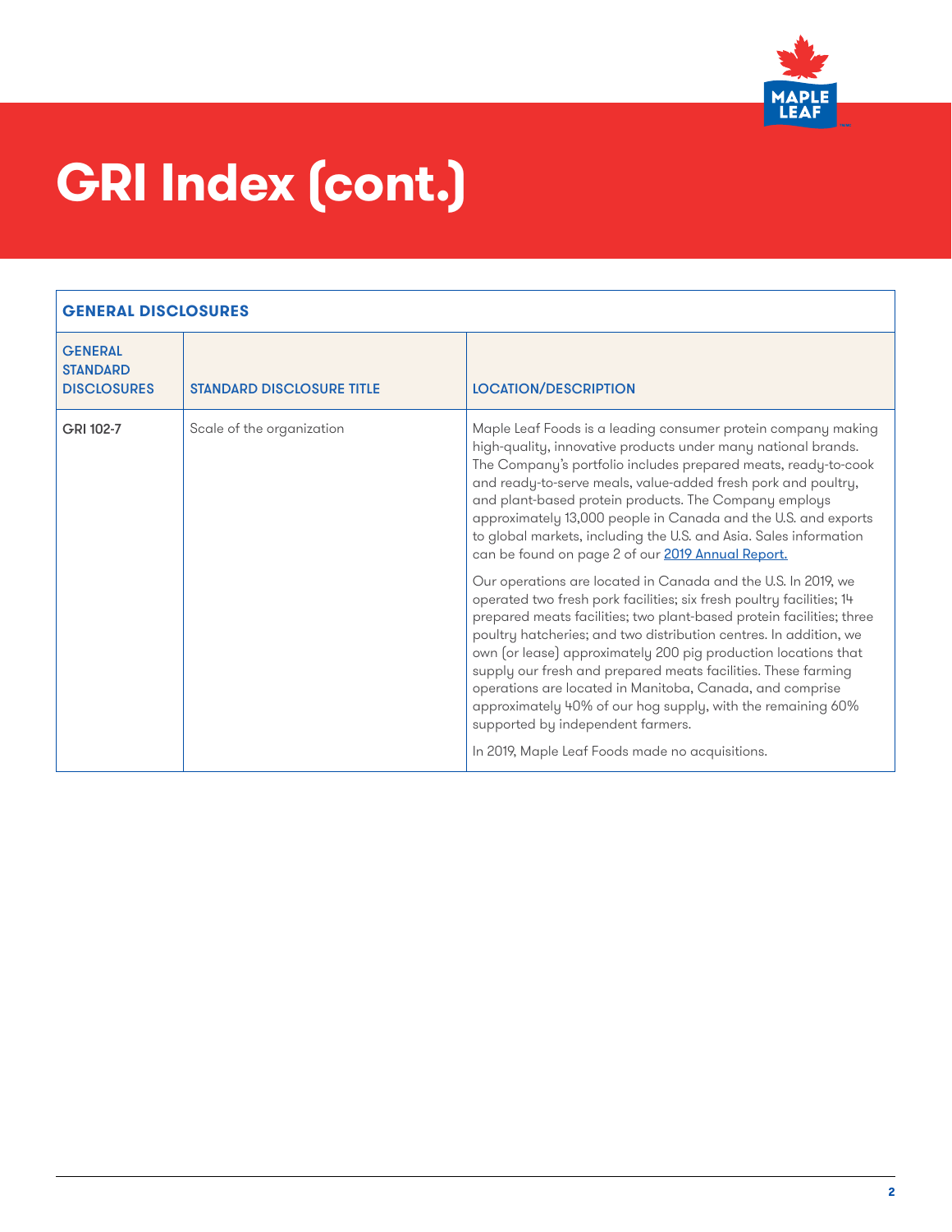# GRI Index (cont.)

| GENERAL DISCLOSURES | | |
|---|---|---|
| **GENERAL STANDARD DISCLOSURES** | **STANDARD DISCLOSURE TITLE** | **LOCATION/DESCRIPTION** |
| GRI 102-7 | Scale of the organization | Maple Leaf Foods is a leading consumer protein company making high-quality, innovative products under many national brands. The Company's portfolio includes prepared meats, ready-to-cook and ready-to-serve meals, value-added fresh pork and poultry, and plant-based protein products. The Company employs approximately 13,000 people in Canada and the U.S. and exports to global markets, including the U.S. and Asia. Sales information can be found on page 2 of our [2019 Annual Report.](#)<br><br>Our operations are located in Canada and the U.S. In 2019, we operated two fresh pork facilities; six fresh poultry facilities; 14 prepared meats facilities; two plant-based protein facilities; three poultry hatcheries; and two distribution centres. In addition, we own (or lease) approximately 200 pig production locations that supply our fresh and prepared meats facilities. These farming operations are located in Manitoba, Canada, and comprise approximately 40% of our hog supply, with the remaining 60% supported by independent farmers.<br><br>In 2019, Maple Leaf Foods made no acquisitions. |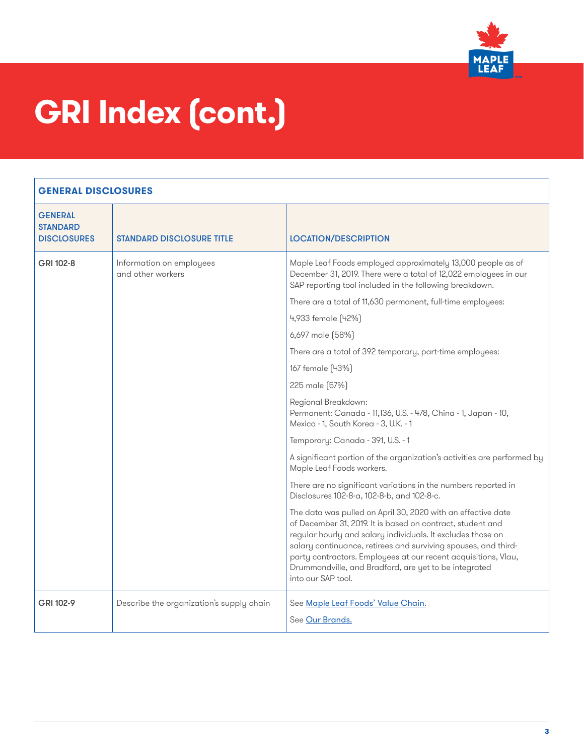# GRI Index (cont.)

| GENERAL DISCLOSURES | | |
|---|---|---|
| GENERAL STANDARD DISCLOSURES | STANDARD DISCLOSURE TITLE | LOCATION/DESCRIPTION |
| GRI 102-8 | Information on employees and other workers | Maple Leaf Foods employed approximately 13,000 people as of December 31, 2019. There were a total of 12,022 employees in our SAP reporting tool included in the following breakdown.<br><br>There are a total of 11,630 permanent, full-time employees:<br><br>4,933 female (42%)<br><br>6,697 male (58%)<br><br>There are a total of 392 temporary, part-time employees:<br><br>167 female (43%)<br><br>225 male (57%)<br><br>Regional Breakdown:<br>Permanent: Canada - 11,136, U.S. - 478, China - 1, Japan - 10, Mexico - 1, South Korea - 3, U.K. - 1<br><br>Temporary: Canada - 391, U.S. - 1<br><br>A significant portion of the organization's activities are performed by Maple Leaf Foods workers.<br><br>There are no significant variations in the numbers reported in Disclosures 102-8-a, 102-8-b, and 102-8-c.<br><br>The data was pulled on April 30, 2020 with an effective date of December 31, 2019. It is based on contract, student and regular hourly and salary individuals. It excludes those on salary continuance, retirees and surviving spouses, and third-party contractors. Employees at our recent acquisitions, Vlau, Drummondville, and Bradford, are yet to be integrated into our SAP tool. |
| GRI 102-9 | Describe the organization's supply chain | See Maple Leaf Foods' Value Chain.<br><br>See Our Brands. |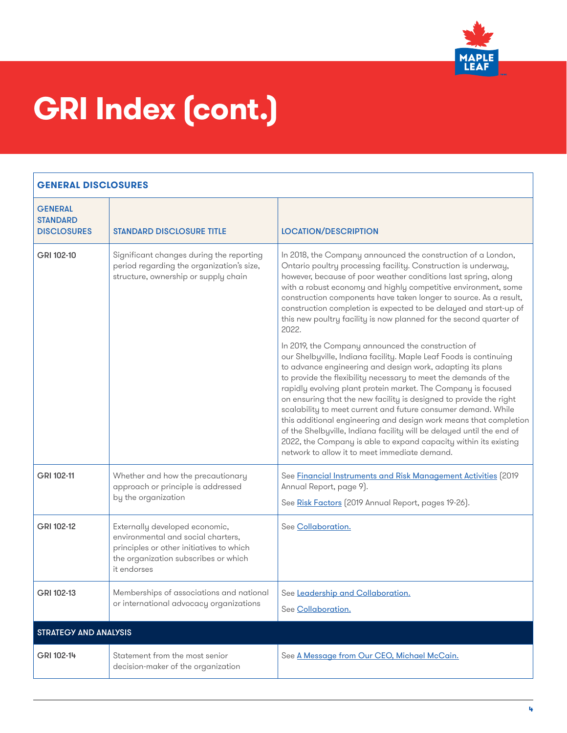# GRI Index (cont.)

| GENERAL DISCLOSURES | | |
|---|---|---|
| **GENERAL STANDARD DISCLOSURES** | **STANDARD DISCLOSURE TITLE** | **LOCATION/DESCRIPTION** |
| GRI 102-10 | Significant changes during the reporting period regarding the organization's size, structure, ownership or supply chain | In 2018, the Company announced the construction of a London, Ontario poultry processing facility. Construction is underway, however, because of poor weather conditions last spring, along with a robust economy and highly competitive environment, some construction components have taken longer to source. As a result, construction completion is expected to be delayed and start-up of this new poultry facility is now planned for the second quarter of 2022.<br><br>In 2019, the Company announced the construction of our Shelbyville, Indiana facility. Maple Leaf Foods is continuing to advance engineering and design work, adapting its plans to provide the flexibility necessary to meet the demands of the rapidly evolving plant protein market. The Company is focused on ensuring that the new facility is designed to provide the right scalability to meet current and future consumer demand. While this additional engineering and design work means that completion of the Shelbyville, Indiana facility will be delayed until the end of 2022, the Company is able to expand capacity within its existing network to allow it to meet immediate demand. |
| GRI 102-11 | Whether and how the precautionary approach or principle is addressed by the organization | See Financial Instruments and Risk Management Activities (2019 Annual Report, page 9).<br><br>See Risk Factors (2019 Annual Report, pages 19-26). |
| GRI 102-12 | Externally developed economic, environmental and social charters, principles or other initiatives to which the organization subscribes or which it endorses | See Collaboration. |
| GRI 102-13 | Memberships of associations and national or international advocacy organizations | See Leadership and Collaboration.<br><br>See Collaboration. |
| **STRATEGY AND ANALYSIS** | | |
| GRI 102-14 | Statement from the most senior decision-maker of the organization | See A Message from Our CEO, Michael McCain. |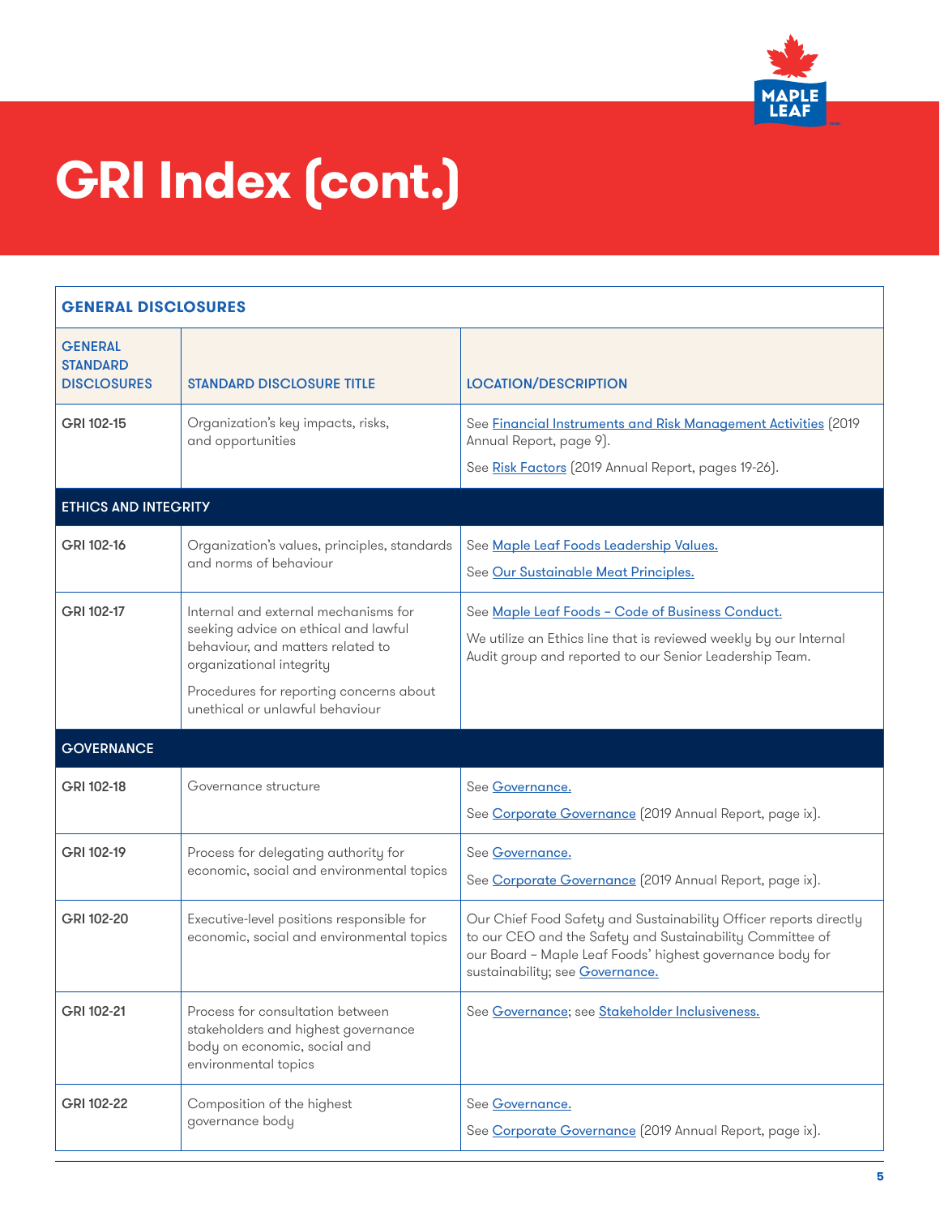# GRI Index (cont.)

| GENERAL DISCLOSURES | | |
|---|---|---|
| **GENERAL STANDARD DISCLOSURES** | **STANDARD DISCLOSURE TITLE** | **LOCATION/DESCRIPTION** |
| GRI 102-15 | Organization's key impacts, risks, and opportunities | See Financial Instruments and Risk Management Activities (2019 Annual Report, page 9).<br><br>See Risk Factors (2019 Annual Report, pages 19-26). |
| **ETHICS AND INTEGRITY** | | |
| GRI 102-16 | Organization's values, principles, standards and norms of behaviour | See Maple Leaf Foods Leadership Values.<br><br>See Our Sustainable Meat Principles. |
| GRI 102-17 | Internal and external mechanisms for seeking advice on ethical and lawful behaviour, and matters related to organizational integrity<br><br>Procedures for reporting concerns about unethical or unlawful behaviour | See Maple Leaf Foods – Code of Business Conduct.<br><br>We utilize an Ethics line that is reviewed weekly by our Internal Audit group and reported to our Senior Leadership Team. |
| **GOVERNANCE** | | |
| GRI 102-18 | Governance structure | See Governance.<br><br>See Corporate Governance (2019 Annual Report, page ix). |
| GRI 102-19 | Process for delegating authority for economic, social and environmental topics | See Governance.<br><br>See Corporate Governance (2019 Annual Report, page ix). |
| GRI 102-20 | Executive-level positions responsible for economic, social and environmental topics | Our Chief Food Safety and Sustainability Officer reports directly to our CEO and the Safety and Sustainability Committee of our Board – Maple Leaf Foods' highest governance body for sustainability; see Governance. |
| GRI 102-21 | Process for consultation between stakeholders and highest governance body on economic, social and environmental topics | See Governance; see Stakeholder Inclusiveness. |
| GRI 102-22 | Composition of the highest governance body | See Governance.<br><br>See Corporate Governance (2019 Annual Report, page ix). |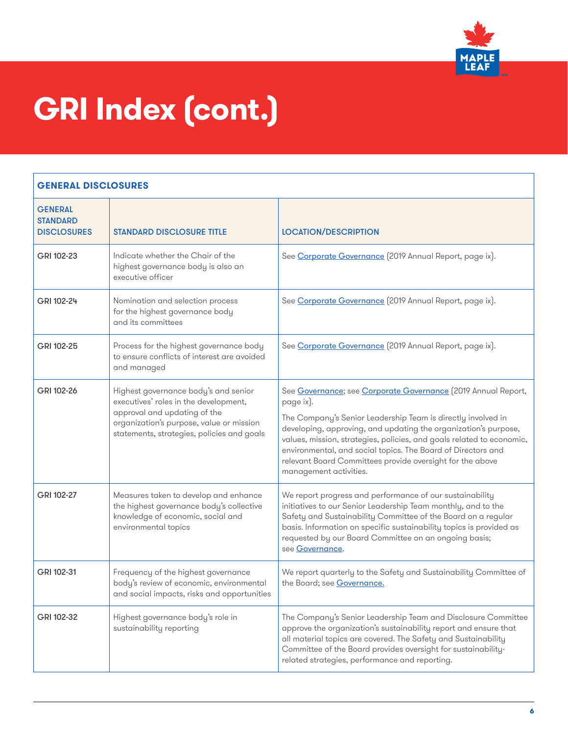# GRI Index (cont.)

| GENERAL DISCLOSURES | | |
|---|---|---|
| **GENERAL STANDARD DISCLOSURES** | **STANDARD DISCLOSURE TITLE** | **LOCATION/DESCRIPTION** |
| GRI 102-23 | Indicate whether the Chair of the highest governance body is also an executive officer | See Corporate Governance (2019 Annual Report, page ix). |
| GRI 102-24 | Nomination and selection process for the highest governance body and its committees | See Corporate Governance (2019 Annual Report, page ix). |
| GRI 102-25 | Process for the highest governance body to ensure conflicts of interest are avoided and managed | See Corporate Governance (2019 Annual Report, page ix). |
| GRI 102-26 | Highest governance body's and senior executives' roles in the development, approval and updating of the organization's purpose, value or mission statements, strategies, policies and goals | See Governance; see Corporate Governance (2019 Annual Report, page ix).<br><br>The Company's Senior Leadership Team is directly involved in developing, approving, and updating the organization's purpose, values, mission, strategies, policies, and goals related to economic, environmental, and social topics. The Board of Directors and relevant Board Committees provide oversight for the above management activities. |
| GRI 102-27 | Measures taken to develop and enhance the highest governance body's collective knowledge of economic, social and environmental topics | We report progress and performance of our sustainability initiatives to our Senior Leadership Team monthly, and to the Safety and Sustainability Committee of the Board on a regular basis. Information on specific sustainability topics is provided as requested by our Board Committee on an ongoing basis; see Governance. |
| GRI 102-31 | Frequency of the highest governance body's review of economic, environmental and social impacts, risks and opportunities | We report quarterly to the Safety and Sustainability Committee of the Board; see Governance. |
| GRI 102-32 | Highest governance body's role in sustainability reporting | The Company's Senior Leadership Team and Disclosure Committee approve the organization's sustainability report and ensure that all material topics are covered. The Safety and Sustainability Committee of the Board provides oversight for sustainability-related strategies, performance and reporting. |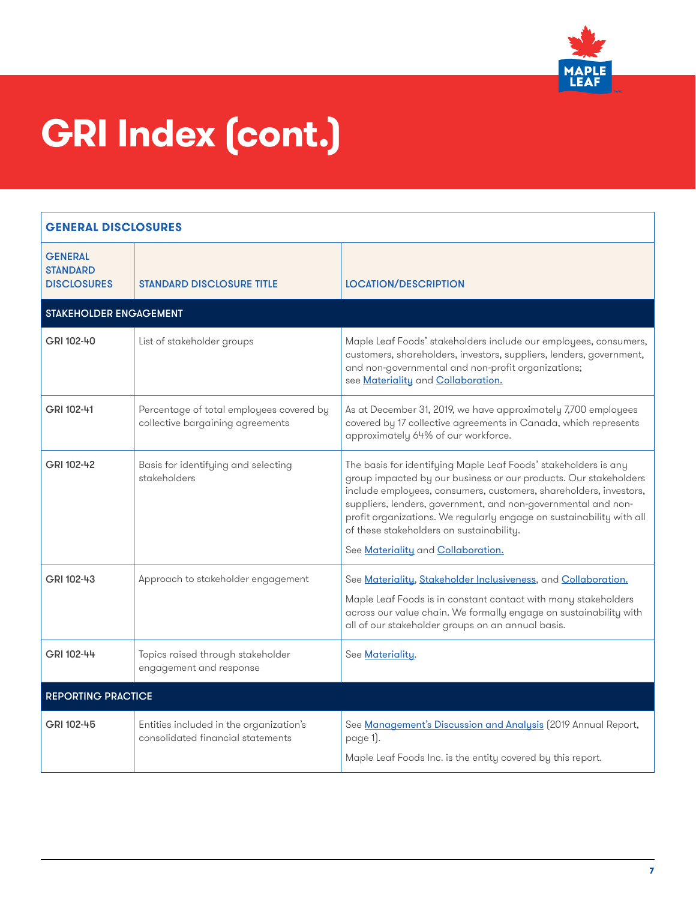# GRI Index (cont.)

| GENERAL DISCLOSURES | | |
|---|---|---|
| **GENERAL STANDARD DISCLOSURES** | **STANDARD DISCLOSURE TITLE** | **LOCATION/DESCRIPTION** |
| **STAKEHOLDER ENGAGEMENT** | | |
| GRI 102-40 | List of stakeholder groups | Maple Leaf Foods' stakeholders include our employees, consumers, customers, shareholders, investors, suppliers, lenders, government, and non-governmental and non-profit organizations; see Materiality and Collaboration. |
| GRI 102-41 | Percentage of total employees covered by collective bargaining agreements | As at December 31, 2019, we have approximately 7,700 employees covered by 17 collective agreements in Canada, which represents approximately 64% of our workforce. |
| GRI 102-42 | Basis for identifying and selecting stakeholders | The basis for identifying Maple Leaf Foods' stakeholders is any group impacted by our business or our products. Our stakeholders include employees, consumers, customers, shareholders, investors, suppliers, lenders, government, and non-governmental and non-profit organizations. We regularly engage on sustainability with all of these stakeholders on sustainability. See Materiality and Collaboration. |
| GRI 102-43 | Approach to stakeholder engagement | See Materiality, Stakeholder Inclusiveness, and Collaboration. Maple Leaf Foods is in constant contact with many stakeholders across our value chain. We formally engage on sustainability with all of our stakeholder groups on an annual basis. |
| GRI 102-44 | Topics raised through stakeholder engagement and response | See Materiality. |
| **REPORTING PRACTICE** | | |
| GRI 102-45 | Entities included in the organization's consolidated financial statements | See Management's Discussion and Analysis (2019 Annual Report, page 1). Maple Leaf Foods Inc. is the entity covered by this report. |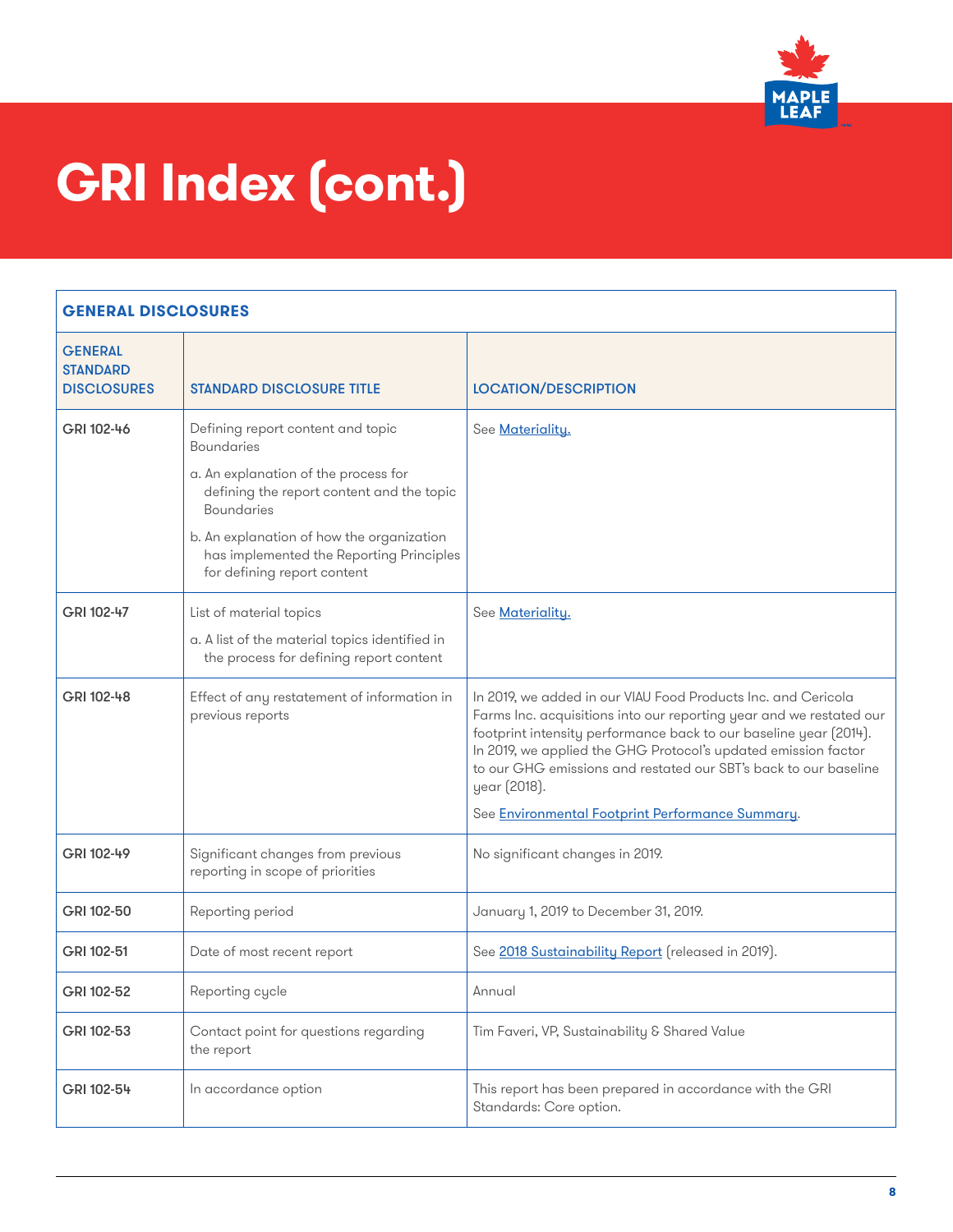# GRI Index (cont.)

| GENERAL DISCLOSURES | | |
|---|---|---|
| **GENERAL STANDARD DISCLOSURES** | **STANDARD DISCLOSURE TITLE** | **LOCATION/DESCRIPTION** |
| GRI 102-46 | Defining report content and topic Boundaries<br>a. An explanation of the process for defining the report content and the topic Boundaries<br>b. An explanation of how the organization has implemented the Reporting Principles for defining report content | See Materiality. |
| GRI 102-47 | List of material topics<br>a. A list of the material topics identified in the process for defining report content | See Materiality. |
| GRI 102-48 | Effect of any restatement of information in previous reports | In 2019, we added in our VIAU Food Products Inc. and Cericola Farms Inc. acquisitions into our reporting year and we restated our footprint intensity performance back to our baseline year (2014). In 2019, we applied the GHG Protocol's updated emission factor to our GHG emissions and restated our SBT's back to our baseline year (2018).<br>See Environmental Footprint Performance Summary. |
| GRI 102-49 | Significant changes from previous reporting in scope of priorities | No significant changes in 2019. |
| GRI 102-50 | Reporting period | January 1, 2019 to December 31, 2019. |
| GRI 102-51 | Date of most recent report | See 2018 Sustainability Report (released in 2019). |
| GRI 102-52 | Reporting cycle | Annual |
| GRI 102-53 | Contact point for questions regarding the report | Tim Faveri, VP, Sustainability & Shared Value |
| GRI 102-54 | In accordance option | This report has been prepared in accordance with the GRI Standards: Core option. |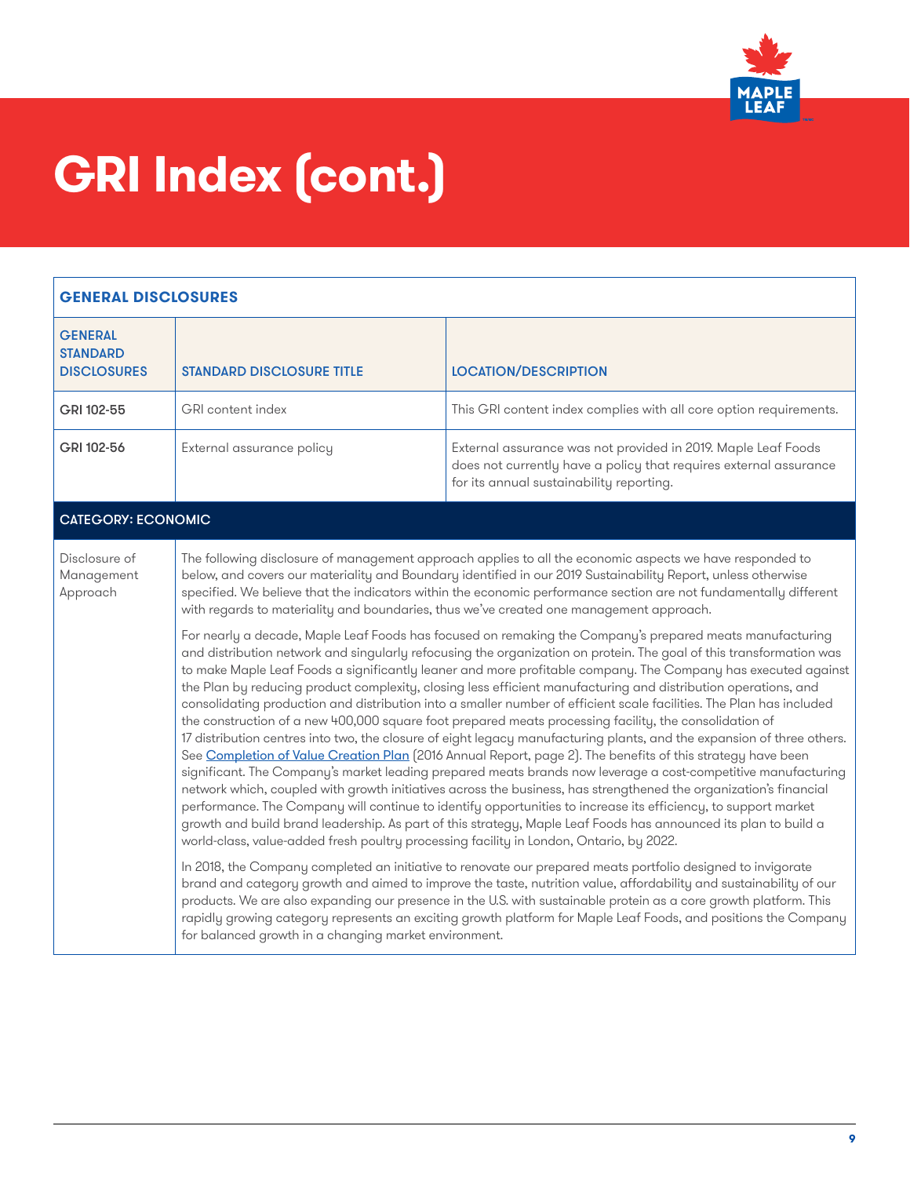# GRI Index (cont.)

| GENERAL DISCLOSURES | | |
|---|---|---|
| **GENERAL STANDARD DISCLOSURES** | **STANDARD DISCLOSURE TITLE** | **LOCATION/DESCRIPTION** |
| GRI 102-55 | GRI content index | This GRI content index complies with all core option requirements. |
| GRI 102-56 | External assurance policy | External assurance was not provided in 2019. Maple Leaf Foods does not currently have a policy that requires external assurance for its annual sustainability reporting. |
| **CATEGORY: ECONOMIC** | | |
| Disclosure of Management Approach | The following disclosure of management approach applies to all the economic aspects we have responded to below, and covers our materiality and Boundary identified in our 2019 Sustainability Report, unless otherwise specified. We believe that the indicators within the economic performance section are not fundamentally different with regards to materiality and boundaries, thus we've created one management approach.<br><br>For nearly a decade, Maple Leaf Foods has focused on remaking the Company's prepared meats manufacturing and distribution network and singularly refocusing the organization on protein. The goal of this transformation was to make Maple Leaf Foods a significantly leaner and more profitable company. The Company has executed against the Plan by reducing product complexity, closing less efficient manufacturing and distribution operations, and consolidating production and distribution into a smaller number of efficient scale facilities. The Plan has included the construction of a new 400,000 square foot prepared meats processing facility, the consolidation of 17 distribution centres into two, the closure of eight legacy manufacturing plants, and the expansion of three others. See Completion of Value Creation Plan (2016 Annual Report, page 2). The benefits of this strategy have been significant. The Company's market leading prepared meats brands now leverage a cost-competitive manufacturing network which, coupled with growth initiatives across the business, has strengthened the organization's financial performance. The Company will continue to identify opportunities to increase its efficiency, to support market growth and build brand leadership. As part of this strategy, Maple Leaf Foods has announced its plan to build a world-class, value-added fresh poultry processing facility in London, Ontario, by 2022.<br><br>In 2018, the Company completed an initiative to renovate our prepared meats portfolio designed to invigorate brand and category growth and aimed to improve the taste, nutrition value, affordability and sustainability of our products. We are also expanding our presence in the U.S. with sustainable protein as a core growth platform. This rapidly growing category represents an exciting growth platform for Maple Leaf Foods, and positions the Company for balanced growth in a changing market environment. | |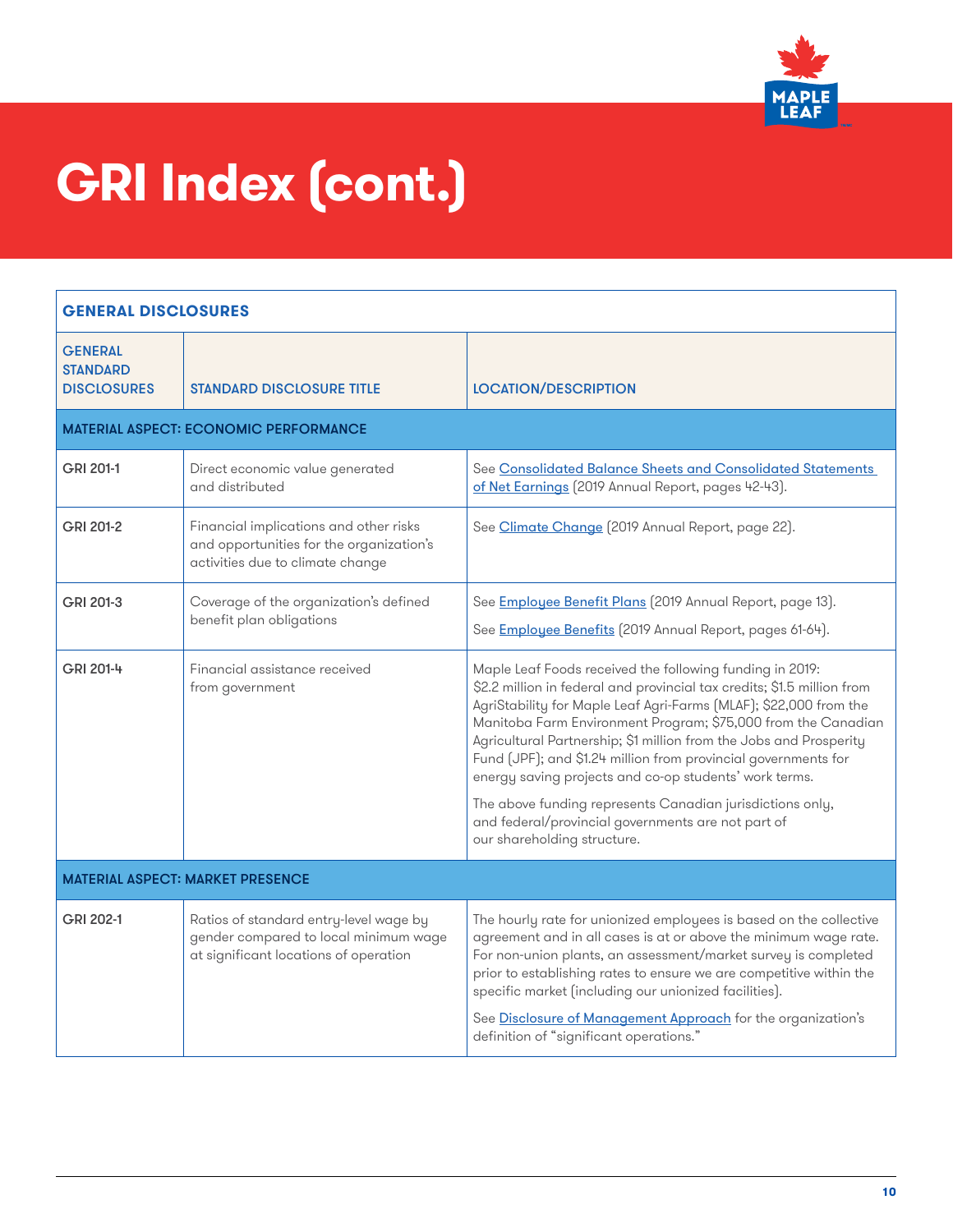# GRI Index (cont.)

| GENERAL DISCLOSURES | | |
|---|---|---|
| **GENERAL STANDARD DISCLOSURES** | **STANDARD DISCLOSURE TITLE** | **LOCATION/DESCRIPTION** |
| **MATERIAL ASPECT: ECONOMIC PERFORMANCE** | | |
| GRI 201-1 | Direct economic value generated and distributed | See Consolidated Balance Sheets and Consolidated Statements of Net Earnings (2019 Annual Report, pages 42-43). |
| GRI 201-2 | Financial implications and other risks and opportunities for the organization's activities due to climate change | See Climate Change (2019 Annual Report, page 22). |
| GRI 201-3 | Coverage of the organization's defined benefit plan obligations | See Employee Benefit Plans (2019 Annual Report, page 13).<br><br>See Employee Benefits (2019 Annual Report, pages 61-64). |
| GRI 201-4 | Financial assistance received from government | Maple Leaf Foods received the following funding in 2019: \$2.2 million in federal and provincial tax credits; \$1.5 million from AgriStability for Maple Leaf Agri-Farms (MLAF); \$22,000 from the Manitoba Farm Environment Program; \$75,000 from the Canadian Agricultural Partnership; \$1 million from the Jobs and Prosperity Fund (JPF); and \$1.24 million from provincial governments for energy saving projects and co-op students' work terms.<br><br>The above funding represents Canadian jurisdictions only, and federal/provincial governments are not part of our shareholding structure. |
| **MATERIAL ASPECT: MARKET PRESENCE** | | |
| GRI 202-1 | Ratios of standard entry-level wage by gender compared to local minimum wage at significant locations of operation | The hourly rate for unionized employees is based on the collective agreement and in all cases is at or above the minimum wage rate. For non-union plants, an assessment/market survey is completed prior to establishing rates to ensure we are competitive within the specific market (including our unionized facilities).<br><br>See Disclosure of Management Approach for the organization's definition of "significant operations." |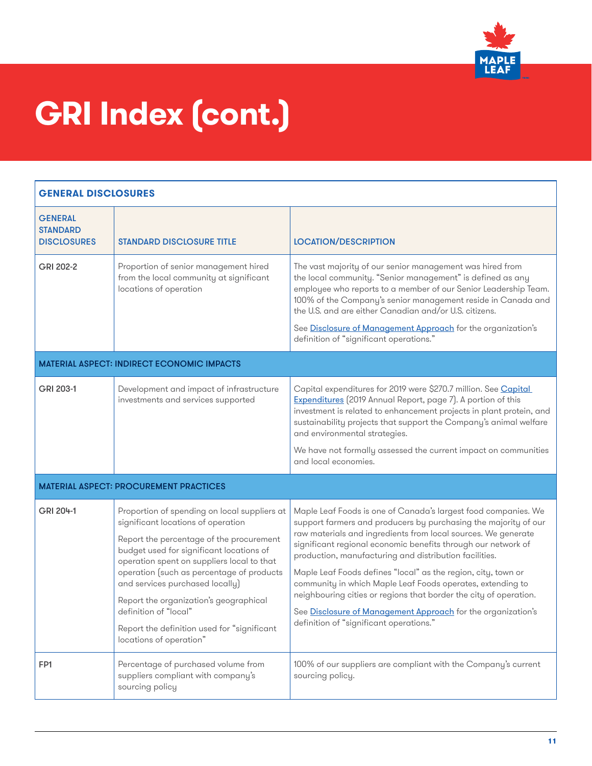# GRI Index (cont.)

| GENERAL DISCLOSURES | | |
|---|---|---|
| **GENERAL STANDARD DISCLOSURES** | **STANDARD DISCLOSURE TITLE** | **LOCATION/DESCRIPTION** |
| GRI 202-2 | Proportion of senior management hired from the local community at significant locations of operation | The vast majority of our senior management was hired from the local community. "Senior management" is defined as any employee who reports to a member of our Senior Leadership Team. 100% of the Company's senior management reside in Canada and the U.S. and are either Canadian and/or U.S. citizens.<br><br>See Disclosure of Management Approach for the organization's definition of "significant operations." |
| **MATERIAL ASPECT: INDIRECT ECONOMIC IMPACTS** | | |
| GRI 203-1 | Development and impact of infrastructure investments and services supported | Capital expenditures for 2019 were $270.7 million. See Capital Expenditures (2019 Annual Report, page 7). A portion of this investment is related to enhancement projects in plant protein, and sustainability projects that support the Company's animal welfare and environmental strategies.<br><br>We have not formally assessed the current impact on communities and local economies. |
| **MATERIAL ASPECT: PROCUREMENT PRACTICES** | | |
| GRI 204-1 | Proportion of spending on local suppliers at significant locations of operation<br><br>Report the percentage of the procurement budget used for significant locations of operation spent on suppliers local to that operation (such as percentage of products and services purchased locally)<br><br>Report the organization's geographical definition of "local"<br><br>Report the definition used for "significant locations of operation" | Maple Leaf Foods is one of Canada's largest food companies. We support farmers and producers by purchasing the majority of our raw materials and ingredients from local sources. We generate significant regional economic benefits through our network of production, manufacturing and distribution facilities.<br><br>Maple Leaf Foods defines "local" as the region, city, town or community in which Maple Leaf Foods operates, extending to neighbouring cities or regions that border the city of operation.<br><br>See Disclosure of Management Approach for the organization's definition of "significant operations." |
| FP1 | Percentage of purchased volume from suppliers compliant with company's sourcing policy | 100% of our suppliers are compliant with the Company's current sourcing policy. |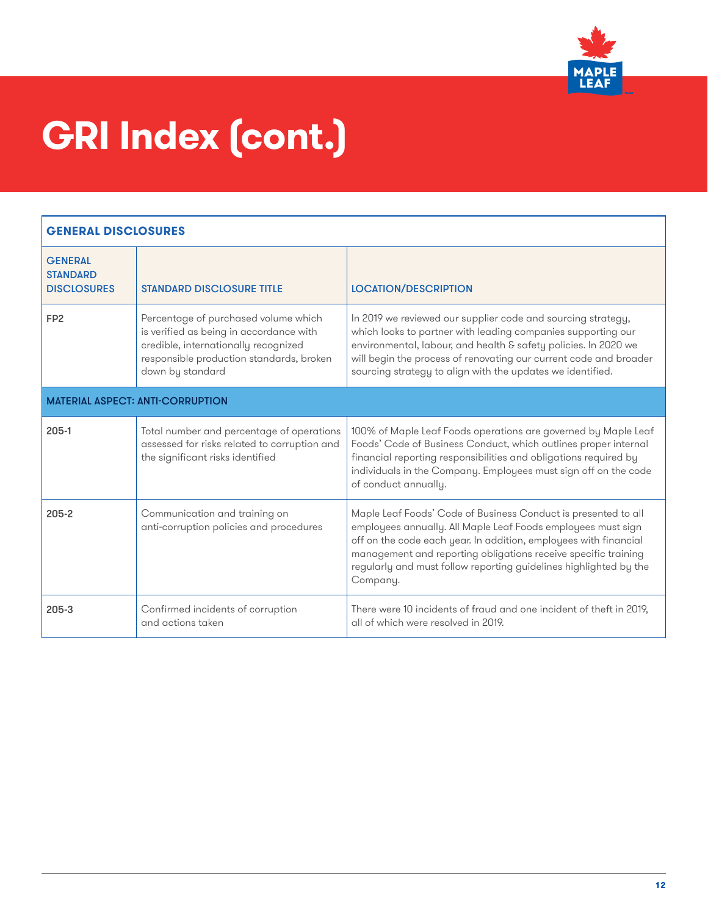# GRI Index (cont.)

| GENERAL DISCLOSURES | | |
|---|---|---|
| **GENERAL STANDARD DISCLOSURES** | **STANDARD DISCLOSURE TITLE** | **LOCATION/DESCRIPTION** |
| FP2 | Percentage of purchased volume which is verified as being in accordance with credible, internationally recognized responsible production standards, broken down by standard | In 2019 we reviewed our supplier code and sourcing strategy, which looks to partner with leading companies supporting our environmental, labour, and health & safety policies. In 2020 we will begin the process of renovating our current code and broader sourcing strategy to align with the updates we identified. |
| **MATERIAL ASPECT: ANTI-CORRUPTION** | | |
| 205-1 | Total number and percentage of operations assessed for risks related to corruption and the significant risks identified | 100% of Maple Leaf Foods operations are governed by Maple Leaf Foods' Code of Business Conduct, which outlines proper internal financial reporting responsibilities and obligations required by individuals in the Company. Employees must sign off on the code of conduct annually. |
| 205-2 | Communication and training on anti-corruption policies and procedures | Maple Leaf Foods' Code of Business Conduct is presented to all employees annually. All Maple Leaf Foods employees must sign off on the code each year. In addition, employees with financial management and reporting obligations receive specific training regularly and must follow reporting guidelines highlighted by the Company. |
| 205-3 | Confirmed incidents of corruption and actions taken | There were 10 incidents of fraud and one incident of theft in 2019, all of which were resolved in 2019. |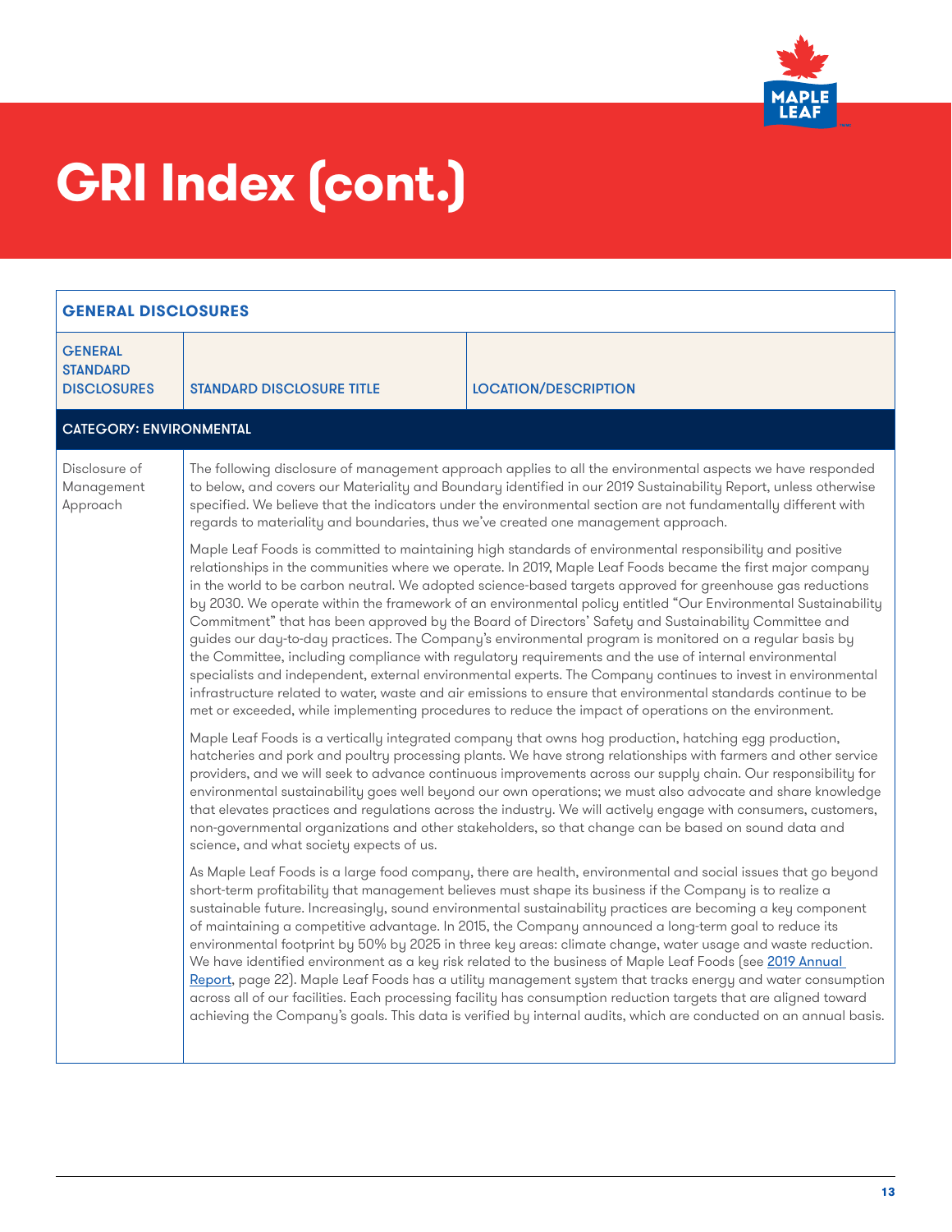# GRI Index (cont.)

| GENERAL DISCLOSURES | | |
|---|---|---|
| GENERAL STANDARD DISCLOSURES | STANDARD DISCLOSURE TITLE | LOCATION/DESCRIPTION |
| **CATEGORY: ENVIRONMENTAL** | | |
| Disclosure of Management Approach | The following disclosure of management approach applies to all the environmental aspects we have responded to below, and covers our Materiality and Boundary identified in our 2019 Sustainability Report, unless otherwise specified. We believe that the indicators under the environmental section are not fundamentally different with regards to materiality and boundaries, thus we've created one management approach.<br><br>Maple Leaf Foods is committed to maintaining high standards of environmental responsibility and positive relationships in the communities where we operate. In 2019, Maple Leaf Foods became the first major company in the world to be carbon neutral. We adopted science-based targets approved for greenhouse gas reductions by 2030. We operate within the framework of an environmental policy entitled "Our Environmental Sustainability Commitment" that has been approved by the Board of Directors' Safety and Sustainability Committee and guides our day-to-day practices. The Company's environmental program is monitored on a regular basis by the Committee, including compliance with regulatory requirements and the use of internal environmental specialists and independent, external environmental experts. The Company continues to invest in environmental infrastructure related to water, waste and air emissions to ensure that environmental standards continue to be met or exceeded, while implementing procedures to reduce the impact of operations on the environment.<br><br>Maple Leaf Foods is a vertically integrated company that owns hog production, hatching egg production, hatcheries and pork and poultry processing plants. We have strong relationships with farmers and other service providers, and we will seek to advance continuous improvements across our supply chain. Our responsibility for environmental sustainability goes well beyond our own operations; we must also advocate and share knowledge that elevates practices and regulations across the industry. We will actively engage with consumers, customers, non-governmental organizations and other stakeholders, so that change can be based on sound data and science, and what society expects of us.<br><br>As Maple Leaf Foods is a large food company, there are health, environmental and social issues that go beyond short-term profitability that management believes must shape its business if the Company is to realize a sustainable future. Increasingly, sound environmental sustainability practices are becoming a key component of maintaining a competitive advantage. In 2015, the Company announced a long-term goal to reduce its environmental footprint by 50% by 2025 in three key areas: climate change, water usage and waste reduction. We have identified environment as a key risk related to the business of Maple Leaf Foods (see 2019 Annual Report, page 22). Maple Leaf Foods has a utility management system that tracks energy and water consumption across all of our facilities. Each processing facility has consumption reduction targets that are aligned toward achieving the Company's goals. This data is verified by internal audits, which are conducted on an annual basis. | |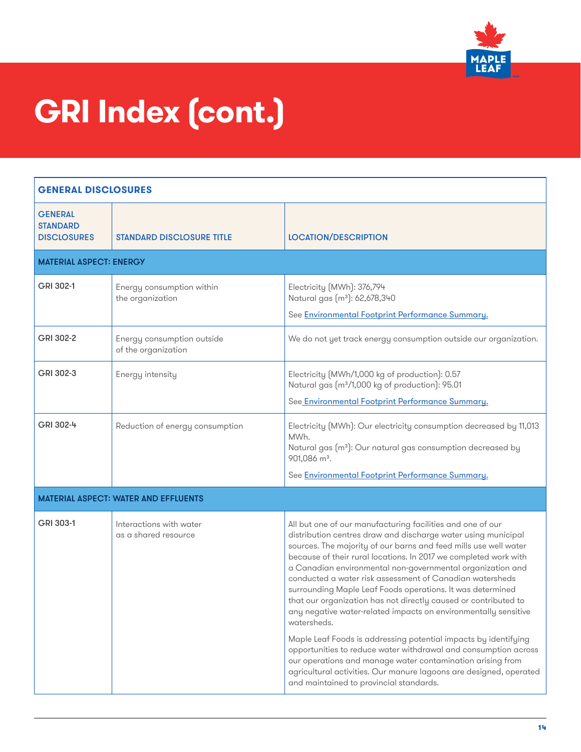# GRI Index (cont.)

| GENERAL DISCLOSURES | | |
|---|---|---|
| **GENERAL STANDARD DISCLOSURES** | **STANDARD DISCLOSURE TITLE** | **LOCATION/DESCRIPTION** |
| **MATERIAL ASPECT: ENERGY** | | |
| GRI 302-1 | Energy consumption within the organization | Electricity (MWh): 376,794<br>Natural gas ($m^3$): 62,678,340<br>See Environmental Footprint Performance Summary. |
| GRI 302-2 | Energy consumption outside of the organization | We do not yet track energy consumption outside our organization. |
| GRI 302-3 | Energy intensity | Electricity (MWh/1,000 kg of production): 0.57<br>Natural gas ($m^3$/1,000 kg of production): 95.01<br>See Environmental Footprint Performance Summary. |
| GRI 302-4 | Reduction of energy consumption | Electricity (MWh): Our electricity consumption decreased by 11,013 MWh.<br>Natural gas ($m^3$): Our natural gas consumption decreased by 901,086 $m^3$.<br>See Environmental Footprint Performance Summary. |
| **MATERIAL ASPECT: WATER AND EFFLUENTS** | | |
| GRI 303-1 | Interactions with water as a shared resource | All but one of our manufacturing facilities and one of our distribution centres draw and discharge water using municipal sources. The majority of our barns and feed mills use well water because of their rural locations. In 2017 we completed work with a Canadian environmental non-governmental organization and conducted a water risk assessment of Canadian watersheds surrounding Maple Leaf Foods operations. It was determined that our organization has not directly caused or contributed to any negative water-related impacts on environmentally sensitive watersheds.<br><br>Maple Leaf Foods is addressing potential impacts by identifying opportunities to reduce water withdrawal and consumption across our operations and manage water contamination arising from agricultural activities. Our manure lagoons are designed, operated and maintained to provincial standards. |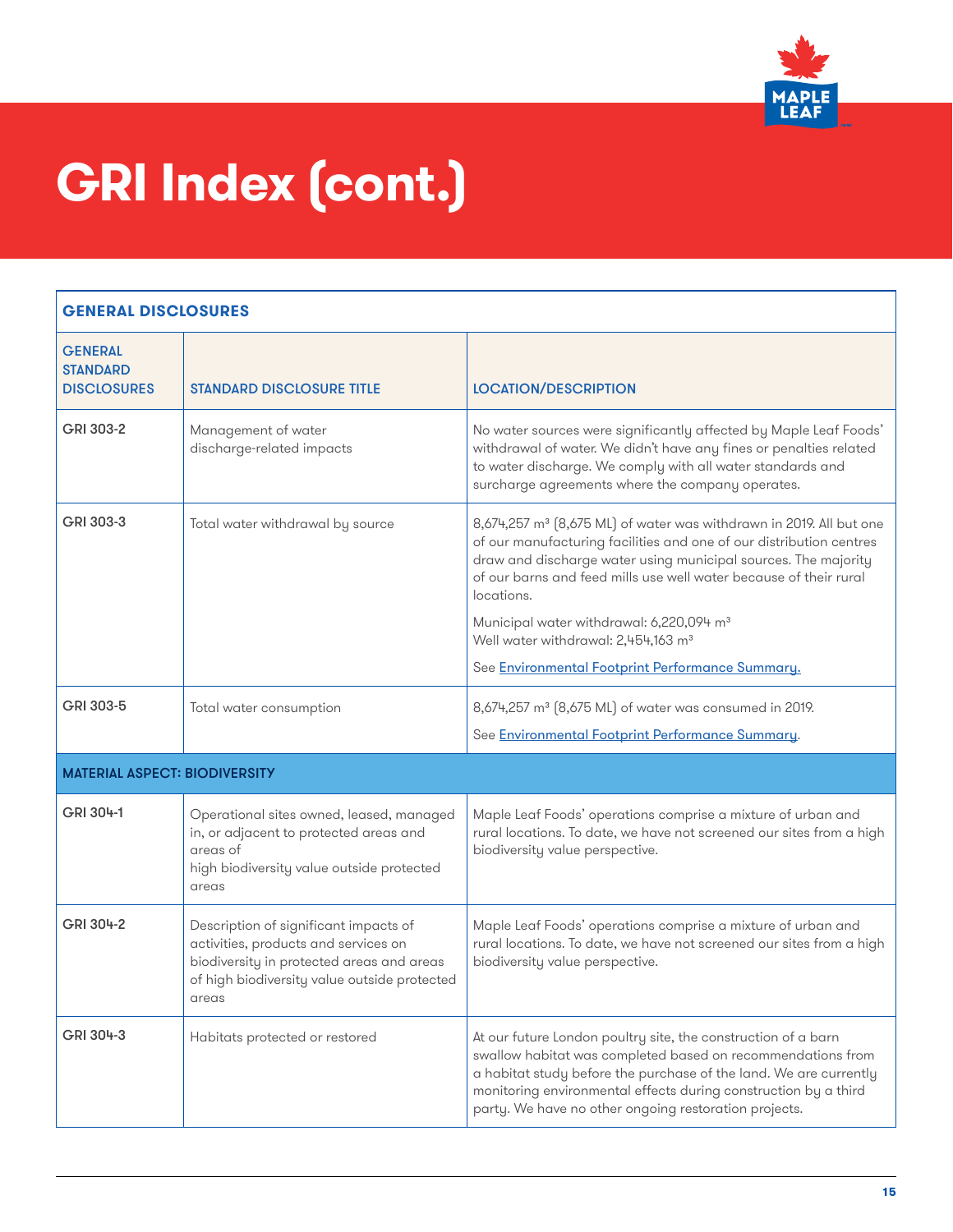# GRI Index (cont.)

| GENERAL DISCLOSURES | | |
|---|---|---|
| GENERAL STANDARD DISCLOSURES | STANDARD DISCLOSURE TITLE | LOCATION/DESCRIPTION |
| GRI 303-2 | Management of water discharge-related impacts | No water sources were significantly affected by Maple Leaf Foods' withdrawal of water. We didn't have any fines or penalties related to water discharge. We comply with all water standards and surcharge agreements where the company operates. |
| GRI 303-3 | Total water withdrawal by source | 8,674,257 m³ (8,675 ML) of water was withdrawn in 2019. All but one of our manufacturing facilities and one of our distribution centres draw and discharge water using municipal sources. The majority of our barns and feed mills use well water because of their rural locations.<br><br>Municipal water withdrawal: 6,220,094 m³<br>Well water withdrawal: 2,454,163 m³<br><br>See Environmental Footprint Performance Summary. |
| GRI 303-5 | Total water consumption | 8,674,257 m³ (8,675 ML) of water was consumed in 2019.<br><br>See Environmental Footprint Performance Summary. |
| **MATERIAL ASPECT: BIODIVERSITY** | | |
| GRI 304-1 | Operational sites owned, leased, managed in, or adjacent to protected areas and areas of high biodiversity value outside protected areas | Maple Leaf Foods' operations comprise a mixture of urban and rural locations. To date, we have not screened our sites from a high biodiversity value perspective. |
| GRI 304-2 | Description of significant impacts of activities, products and services on biodiversity in protected areas and areas of high biodiversity value outside protected areas | Maple Leaf Foods' operations comprise a mixture of urban and rural locations. To date, we have not screened our sites from a high biodiversity value perspective. |
| GRI 304-3 | Habitats protected or restored | At our future London poultry site, the construction of a barn swallow habitat was completed based on recommendations from a habitat study before the purchase of the land. We are currently monitoring environmental effects during construction by a third party. We have no other ongoing restoration projects. |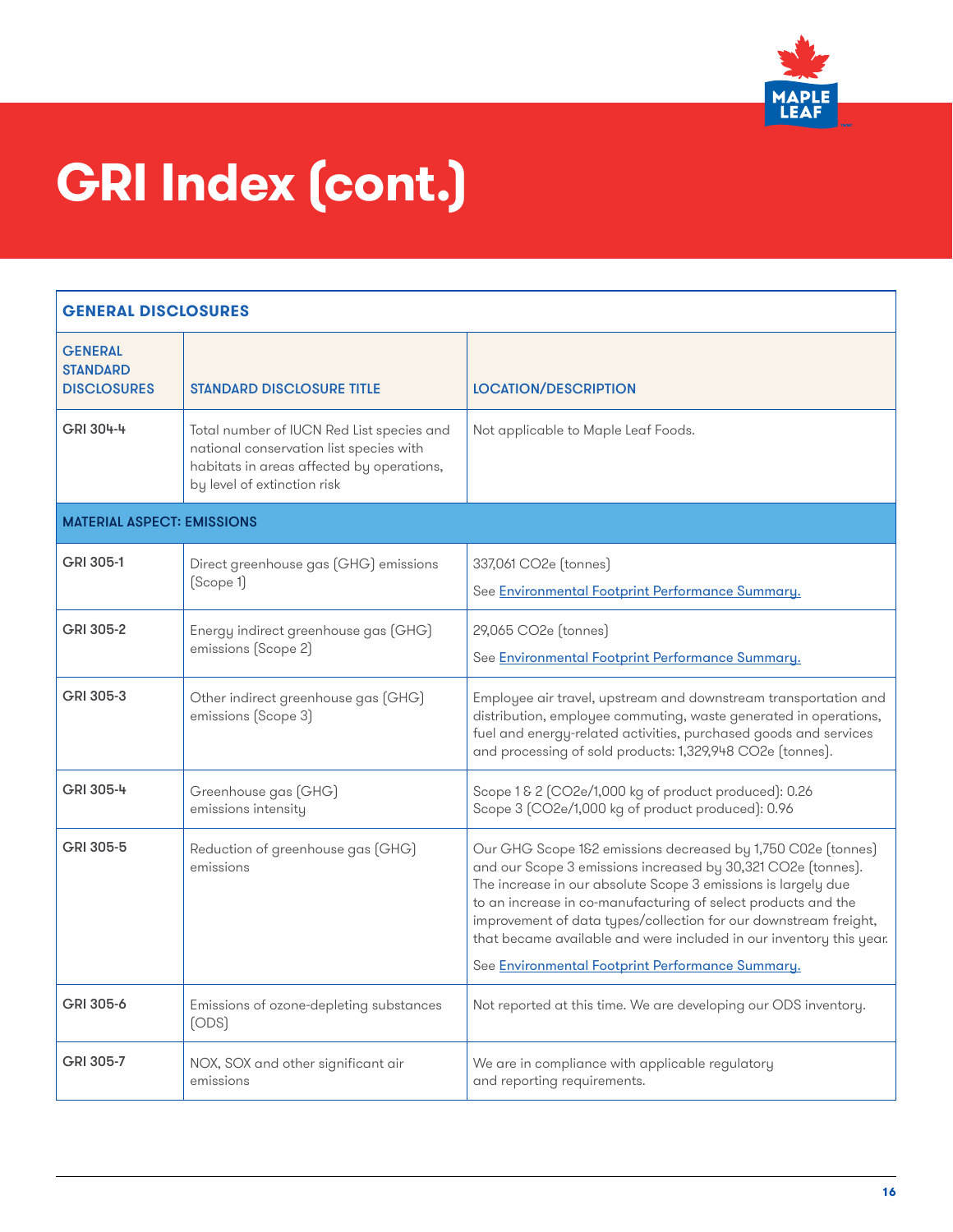# GRI Index (cont.)

| GENERAL DISCLOSURES | | |
|---|---|---|
| **GENERAL STANDARD DISCLOSURES** | **STANDARD DISCLOSURE TITLE** | **LOCATION/DESCRIPTION** |
| GRI 304-4 | Total number of IUCN Red List species and national conservation list species with habitats in areas affected by operations, by level of extinction risk | Not applicable to Maple Leaf Foods. |
| **MATERIAL ASPECT: EMISSIONS** | | |
| GRI 305-1 | Direct greenhouse gas (GHG) emissions (Scope 1) | 337,061 CO2e (tonnes)<br>See Environmental Footprint Performance Summary. |
| GRI 305-2 | Energy indirect greenhouse gas (GHG) emissions (Scope 2) | 29,065 CO2e (tonnes)<br>See Environmental Footprint Performance Summary. |
| GRI 305-3 | Other indirect greenhouse gas (GHG) emissions (Scope 3) | Employee air travel, upstream and downstream transportation and distribution, employee commuting, waste generated in operations, fuel and energy-related activities, purchased goods and services and processing of sold products: 1,329,948 CO2e (tonnes). |
| GRI 305-4 | Greenhouse gas (GHG) emissions intensity | Scope 1 & 2 (CO2e/1,000 kg of product produced): 0.26<br>Scope 3 (CO2e/1,000 kg of product produced): 0.96 |
| GRI 305-5 | Reduction of greenhouse gas (GHG) emissions | Our GHG Scope 1&2 emissions decreased by 1,750 C02e (tonnes) and our Scope 3 emissions increased by 30,321 CO2e (tonnes). The increase in our absolute Scope 3 emissions is largely due to an increase in co-manufacturing of select products and the improvement of data types/collection for our downstream freight, that became available and were included in our inventory this year.<br>See Environmental Footprint Performance Summary. |
| GRI 305-6 | Emissions of ozone-depleting substances (ODS) | Not reported at this time. We are developing our ODS inventory. |
| GRI 305-7 | NOX, SOX and other significant air emissions | We are in compliance with applicable regulatory and reporting requirements. |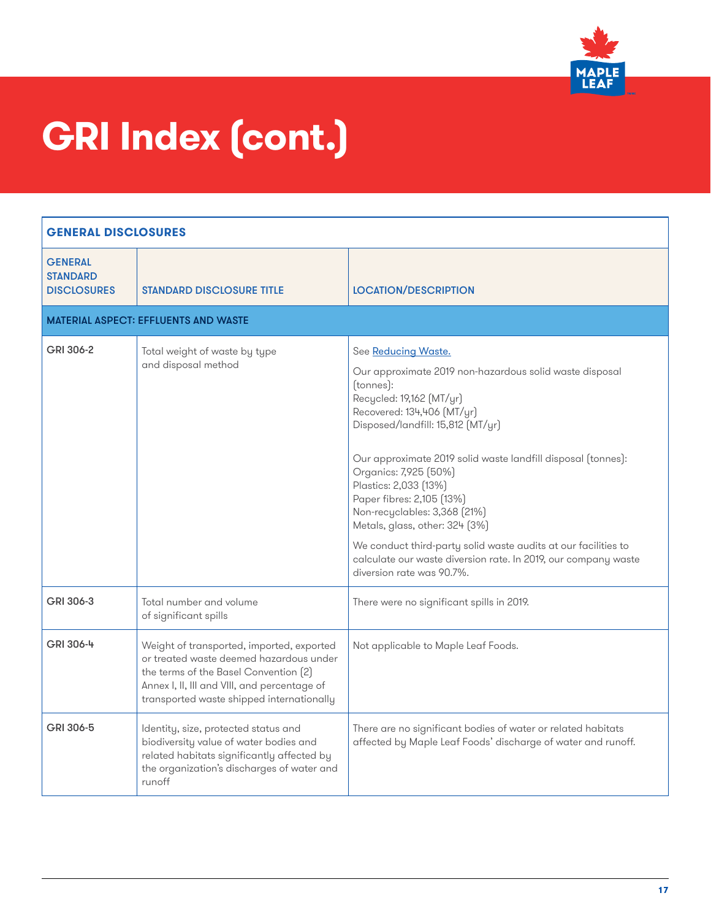# GRI Index (cont.)

| GENERAL DISCLOSURES | | |
|---|---|---|
| **GENERAL STANDARD DISCLOSURES** | **STANDARD DISCLOSURE TITLE** | **LOCATION/DESCRIPTION** |
| **MATERIAL ASPECT: EFFLUENTS AND WASTE** | | |
| GRI 306-2 | Total weight of waste by type and disposal method | See Reducing Waste.<br><br>Our approximate 2019 non-hazardous solid waste disposal (tonnes):<br>Recycled: 19,162 (MT/yr)<br>Recovered: 134,406 (MT/yr)<br>Disposed/landfill: 15,812 (MT/yr)<br><br>Our approximate 2019 solid waste landfill disposal (tonnes):<br>Organics: 7,925 (50%)<br>Plastics: 2,033 (13%)<br>Paper fibres: 2,105 (13%)<br>Non-recyclables: 3,368 (21%)<br>Metals, glass, other: 324 (3%)<br><br>We conduct third-party solid waste audits at our facilities to calculate our waste diversion rate. In 2019, our company waste diversion rate was 90.7%. |
| GRI 306-3 | Total number and volume of significant spills | There were no significant spills in 2019. |
| GRI 306-4 | Weight of transported, imported, exported or treated waste deemed hazardous under the terms of the Basel Convention (2) Annex I, II, III and VIII, and percentage of transported waste shipped internationally | Not applicable to Maple Leaf Foods. |
| GRI 306-5 | Identity, size, protected status and biodiversity value of water bodies and related habitats significantly affected by the organization's discharges of water and runoff | There are no significant bodies of water or related habitats affected by Maple Leaf Foods' discharge of water and runoff. |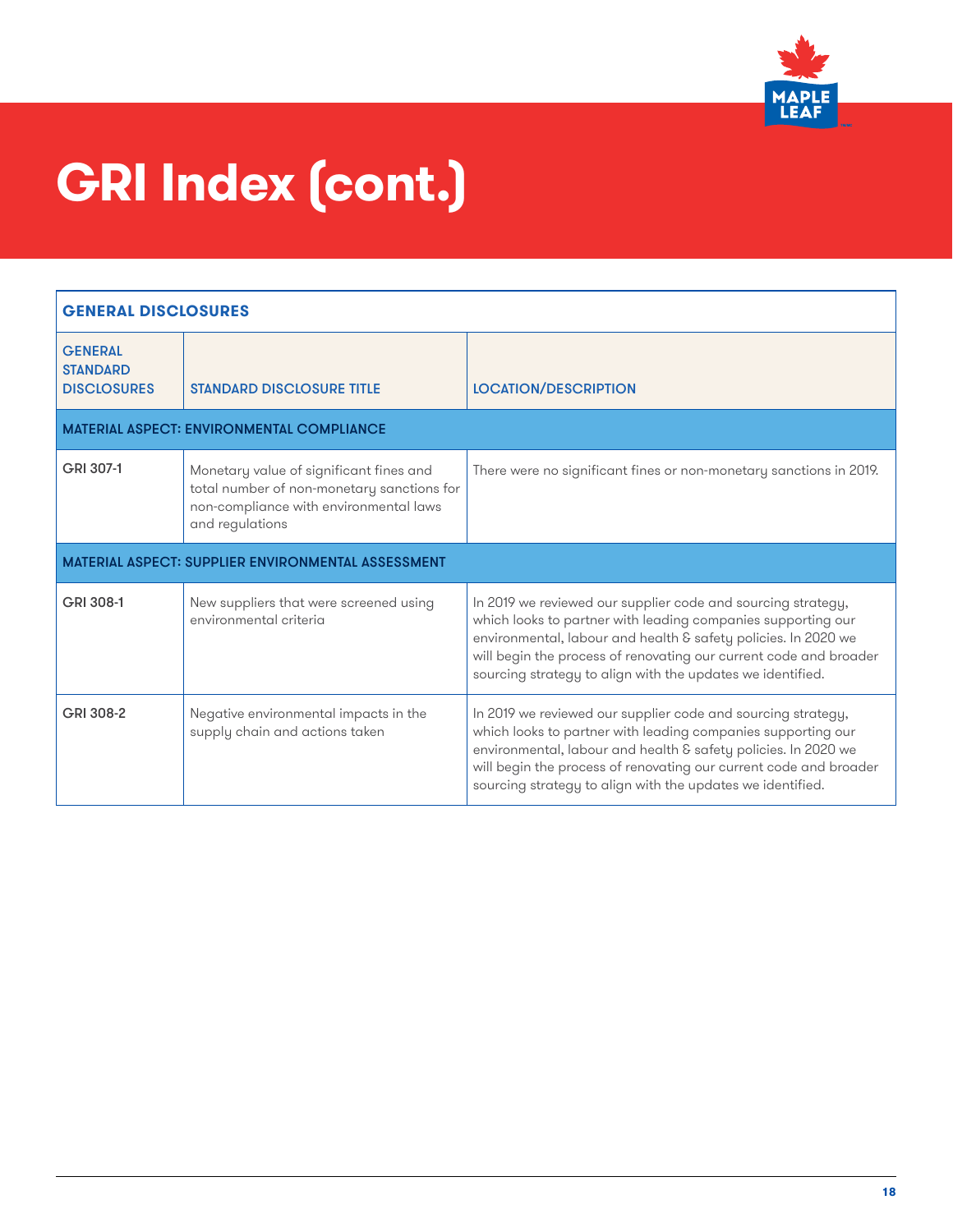# GRI Index (cont.)

| GENERAL DISCLOSURES | | |
|---|---|---|
| **GENERAL STANDARD DISCLOSURES** | **STANDARD DISCLOSURE TITLE** | **LOCATION/DESCRIPTION** |
| **MATERIAL ASPECT: ENVIRONMENTAL COMPLIANCE** | | |
| GRI 307-1 | Monetary value of significant fines and total number of non-monetary sanctions for non-compliance with environmental laws and regulations | There were no significant fines or non-monetary sanctions in 2019. |
| **MATERIAL ASPECT: SUPPLIER ENVIRONMENTAL ASSESSMENT** | | |
| GRI 308-1 | New suppliers that were screened using environmental criteria | In 2019 we reviewed our supplier code and sourcing strategy, which looks to partner with leading companies supporting our environmental, labour and health & safety policies. In 2020 we will begin the process of renovating our current code and broader sourcing strategy to align with the updates we identified. |
| GRI 308-2 | Negative environmental impacts in the supply chain and actions taken | In 2019 we reviewed our supplier code and sourcing strategy, which looks to partner with leading companies supporting our environmental, labour and health & safety policies. In 2020 we will begin the process of renovating our current code and broader sourcing strategy to align with the updates we identified. |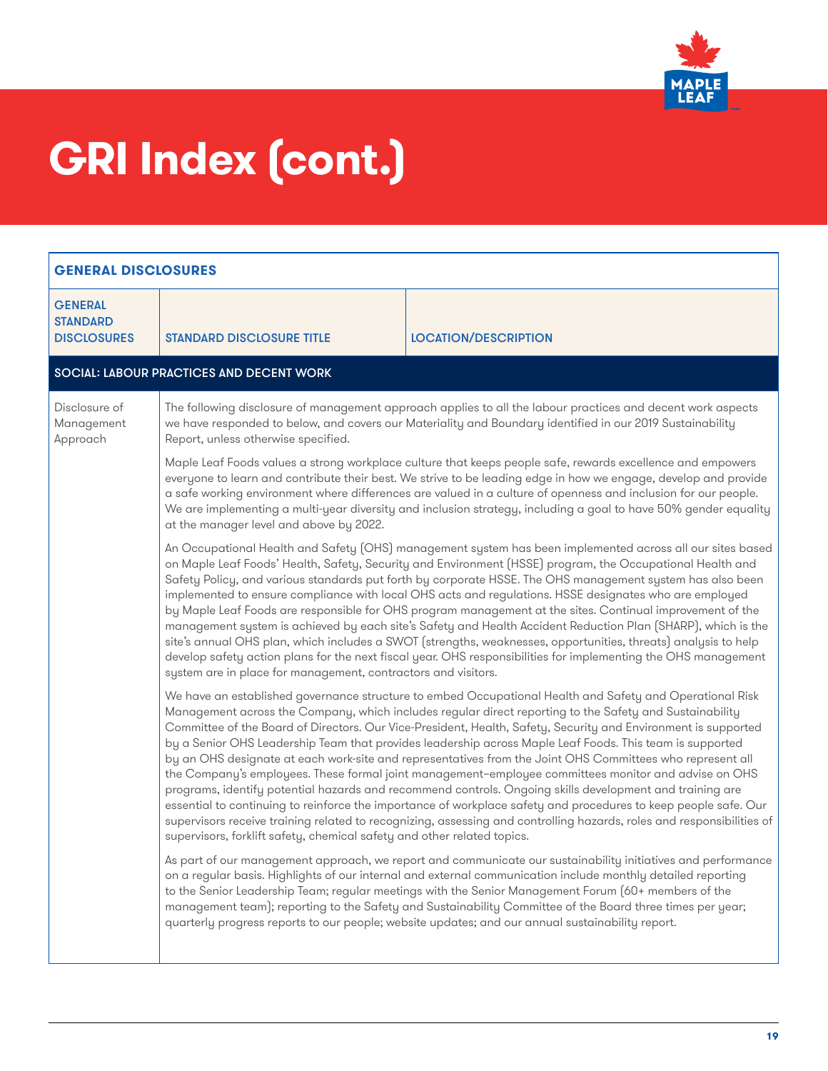# GRI Index (cont.)

| GENERAL DISCLOSURES | | |
|---|---|---|
| **GENERAL STANDARD DISCLOSURES** | **STANDARD DISCLOSURE TITLE** | **LOCATION/DESCRIPTION** |
| **SOCIAL: LABOUR PRACTICES AND DECENT WORK** | | |
| Disclosure of Management Approach | The following disclosure of management approach applies to all the labour practices and decent work aspects we have responded to below, and covers our Materiality and Boundary identified in our 2019 Sustainability Report, unless otherwise specified.<br><br>Maple Leaf Foods values a strong workplace culture that keeps people safe, rewards excellence and empowers everyone to learn and contribute their best. We strive to be leading edge in how we engage, develop and provide a safe working environment where differences are valued in a culture of openness and inclusion for our people. We are implementing a multi-year diversity and inclusion strategy, including a goal to have 50% gender equality at the manager level and above by 2022.<br><br>An Occupational Health and Safety (OHS) management system has been implemented across all our sites based on Maple Leaf Foods' Health, Safety, Security and Environment (HSSE) program, the Occupational Health and Safety Policy, and various standards put forth by corporate HSSE. The OHS management system has also been implemented to ensure compliance with local OHS acts and regulations. HSSE designates who are employed by Maple Leaf Foods are responsible for OHS program management at the sites. Continual improvement of the management system is achieved by each site's Safety and Health Accident Reduction Plan (SHARP), which is the site's annual OHS plan, which includes a SWOT (strengths, weaknesses, opportunities, threats) analysis to help develop safety action plans for the next fiscal year. OHS responsibilities for implementing the OHS management system are in place for management, contractors and visitors.<br><br>We have an established governance structure to embed Occupational Health and Safety and Operational Risk Management across the Company, which includes regular direct reporting to the Safety and Sustainability Committee of the Board of Directors. Our Vice-President, Health, Safety, Security and Environment is supported by a Senior OHS Leadership Team that provides leadership across Maple Leaf Foods. This team is supported by an OHS designate at each work-site and representatives from the Joint OHS Committees who represent all the Company's employees. These formal joint management–employee committees monitor and advise on OHS programs, identify potential hazards and recommend controls. Ongoing skills development and training are essential to continuing to reinforce the importance of workplace safety and procedures to keep people safe. Our supervisors receive training related to recognizing, assessing and controlling hazards, roles and responsibilities of supervisors, forklift safety, chemical safety and other related topics.<br><br>As part of our management approach, we report and communicate our sustainability initiatives and performance on a regular basis. Highlights of our internal and external communication include monthly detailed reporting to the Senior Leadership Team; regular meetings with the Senior Management Forum (60+ members of the management team); reporting to the Safety and Sustainability Committee of the Board three times per year; quarterly progress reports to our people; website updates; and our annual sustainability report. | |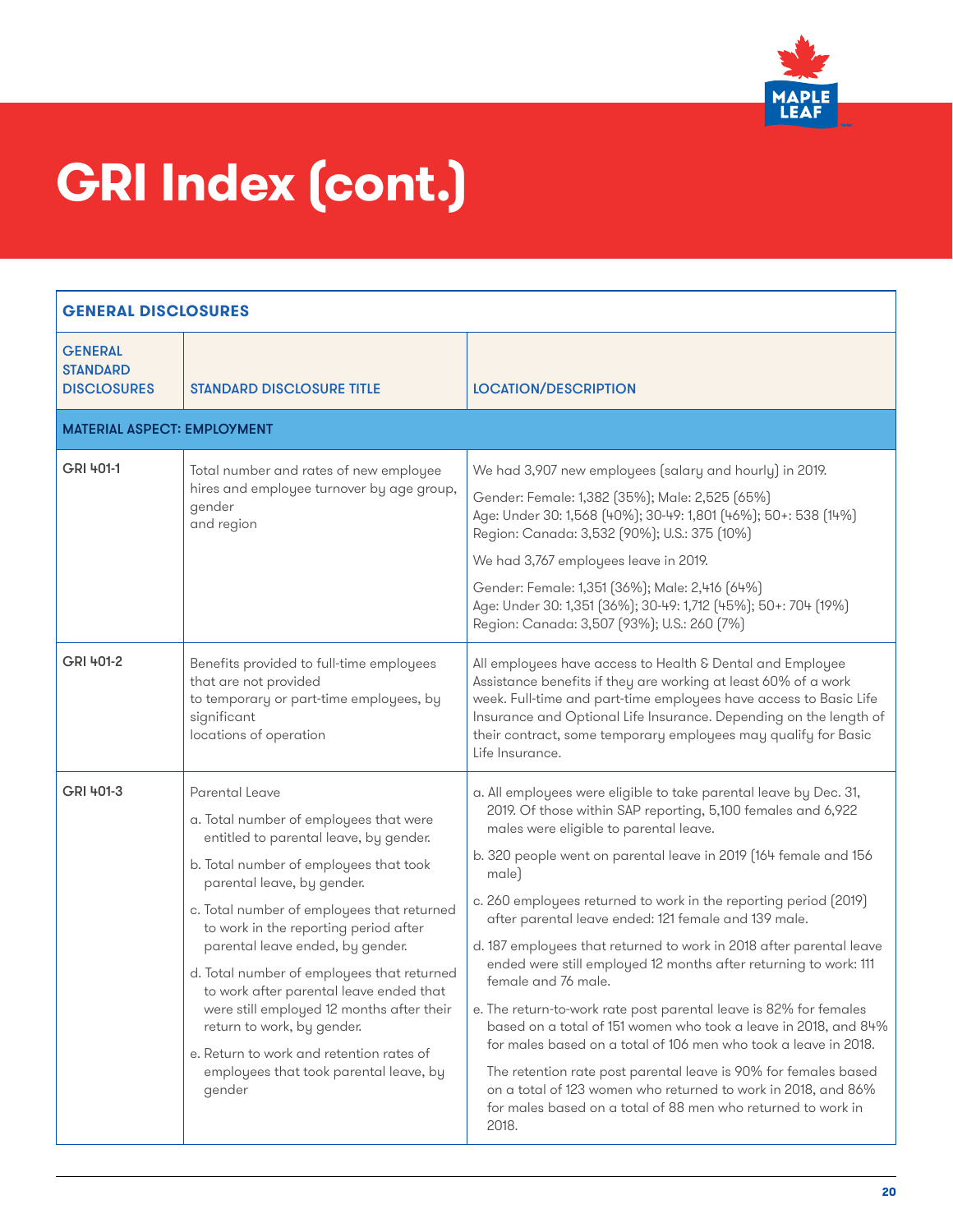# GRI Index (cont.)

| GENERAL DISCLOSURES | | |
|---|---|---|
| **GENERAL STANDARD DISCLOSURES** | **STANDARD DISCLOSURE TITLE** | **LOCATION/DESCRIPTION** |
| **MATERIAL ASPECT: EMPLOYMENT** | | |
| GRI 401-1 | Total number and rates of new employee hires and employee turnover by age group, gender and region | We had 3,907 new employees (salary and hourly) in 2019.<br><br>Gender: Female: 1,382 (35%); Male: 2,525 (65%)<br>Age: Under 30: 1,568 (40%); 30-49: 1,801 (46%); 50+: 538 (14%)<br>Region: Canada: 3,532 (90%); U.S.: 375 (10%)<br><br>We had 3,767 employees leave in 2019.<br><br>Gender: Female: 1,351 (36%); Male: 2,416 (64%)<br>Age: Under 30: 1,351 (36%); 30-49: 1,712 (45%); 50+: 704 (19%)<br>Region: Canada: 3,507 (93%); U.S.: 260 (7%) |
| GRI 401-2 | Benefits provided to full-time employees that are not provided to temporary or part-time employees, by significant locations of operation | All employees have access to Health & Dental and Employee Assistance benefits if they are working at least 60% of a work week. Full-time and part-time employees have access to Basic Life Insurance and Optional Life Insurance. Depending on the length of their contract, some temporary employees may qualify for Basic Life Insurance. |
| GRI 401-3 | Parental Leave<br><br>a. Total number of employees that were entitled to parental leave, by gender.<br><br>b. Total number of employees that took parental leave, by gender.<br><br>c. Total number of employees that returned to work in the reporting period after parental leave ended, by gender.<br><br>d. Total number of employees that returned to work after parental leave ended that were still employed 12 months after their return to work, by gender.<br><br>e. Return to work and retention rates of employees that took parental leave, by gender | a. All employees were eligible to take parental leave by Dec. 31, 2019. Of those within SAP reporting, 5,100 females and 6,922 males were eligible to parental leave.<br><br>b. 320 people went on parental leave in 2019 (164 female and 156 male)<br><br>c. 260 employees returned to work in the reporting period (2019) after parental leave ended: 121 female and 139 male.<br><br>d. 187 employees that returned to work in 2018 after parental leave ended were still employed 12 months after returning to work: 111 female and 76 male.<br><br>e. The return-to-work rate post parental leave is 82% for females based on a total of 151 women who took a leave in 2018, and 84% for males based on a total of 106 men who took a leave in 2018.<br><br>The retention rate post parental leave is 90% for females based on a total of 123 women who returned to work in 2018, and 86% for males based on a total of 88 men who returned to work in 2018. |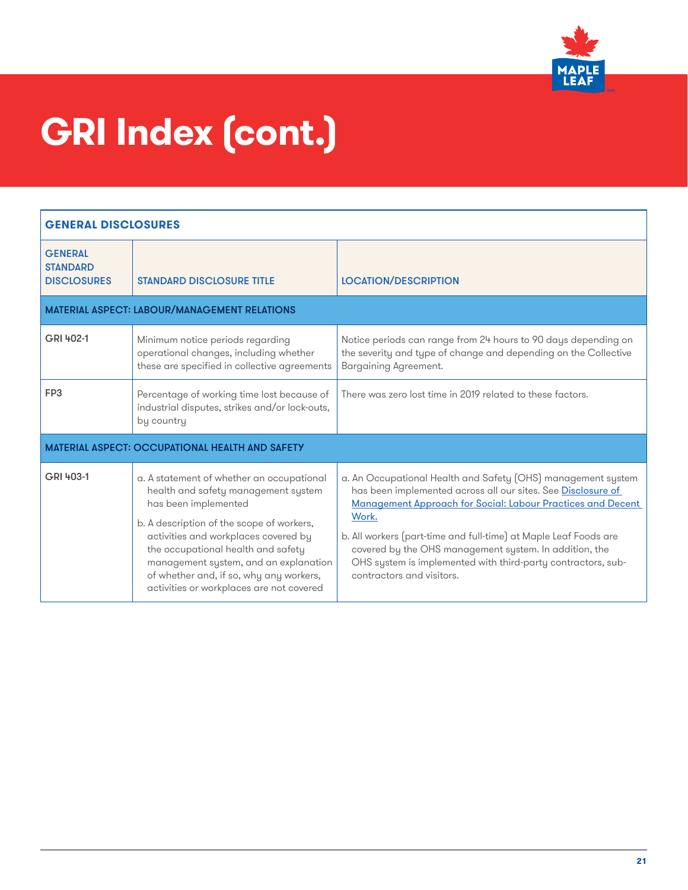# GRI Index (cont.)

| GENERAL DISCLOSURES | | |
|---|---|---|
| GENERAL STANDARD DISCLOSURES | STANDARD DISCLOSURE TITLE | LOCATION/DESCRIPTION |
| MATERIAL ASPECT: LABOUR/MANAGEMENT RELATIONS | | |
| GRI 402-1 | Minimum notice periods regarding operational changes, including whether these are specified in collective agreements | Notice periods can range from 24 hours to 90 days depending on the severity and type of change and depending on the Collective Bargaining Agreement. |
| FP3 | Percentage of working time lost because of industrial disputes, strikes and/or lock-outs, by country | There was zero lost time in 2019 related to these factors. |
| MATERIAL ASPECT: OCCUPATIONAL HEALTH AND SAFETY | | |
| GRI 403-1 | a. A statement of whether an occupational health and safety management system has been implemented<br><br>b. A description of the scope of workers, activities and workplaces covered by the occupational health and safety management system, and an explanation of whether and, if so, why any workers, activities or workplaces are not covered | a. An Occupational Health and Safety (OHS) management system has been implemented across all our sites. See Disclosure of Management Approach for Social: Labour Practices and Decent Work.<br><br>b. All workers (part-time and full-time) at Maple Leaf Foods are covered by the OHS management system. In addition, the OHS system is implemented with third-party contractors, sub-contractors and visitors. |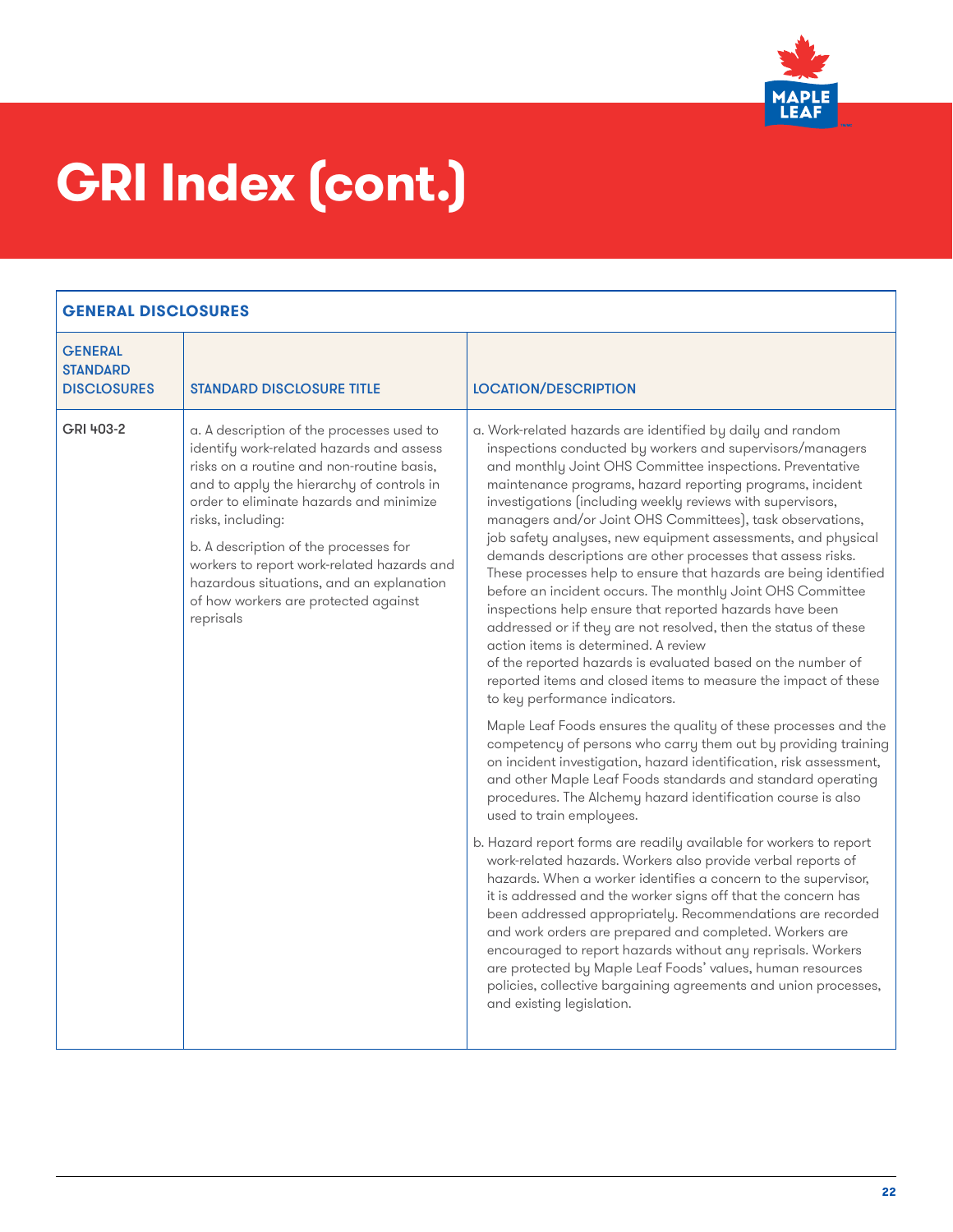# GRI Index (cont.)

| GENERAL DISCLOSURES | | |
|---|---|---|
| **GENERAL STANDARD DISCLOSURES** | **STANDARD DISCLOSURE TITLE** | **LOCATION/DESCRIPTION** |
| GRI 403-2 | a. A description of the processes used to identify work-related hazards and assess risks on a routine and non-routine basis, and to apply the hierarchy of controls in order to eliminate hazards and minimize risks, including:<br><br>b. A description of the processes for workers to report work-related hazards and hazardous situations, and an explanation of how workers are protected against reprisals | a. Work-related hazards are identified by daily and random inspections conducted by workers and supervisors/managers and monthly Joint OHS Committee inspections. Preventative maintenance programs, hazard reporting programs, incident investigations (including weekly reviews with supervisors, managers and/or Joint OHS Committees), task observations, job safety analyses, new equipment assessments, and physical demands descriptions are other processes that assess risks. These processes help to ensure that hazards are being identified before an incident occurs. The monthly Joint OHS Committee inspections help ensure that reported hazards have been addressed or if they are not resolved, then the status of these action items is determined. A review of the reported hazards is evaluated based on the number of reported items and closed items to measure the impact of these to key performance indicators.<br><br>Maple Leaf Foods ensures the quality of these processes and the competency of persons who carry them out by providing training on incident investigation, hazard identification, risk assessment, and other Maple Leaf Foods standards and standard operating procedures. The Alchemy hazard identification course is also used to train employees.<br><br>b. Hazard report forms are readily available for workers to report work-related hazards. Workers also provide verbal reports of hazards. When a worker identifies a concern to the supervisor, it is addressed and the worker signs off that the concern has been addressed appropriately. Recommendations are recorded and work orders are prepared and completed. Workers are encouraged to report hazards without any reprisals. Workers are protected by Maple Leaf Foods' values, human resources policies, collective bargaining agreements and union processes, and existing legislation. |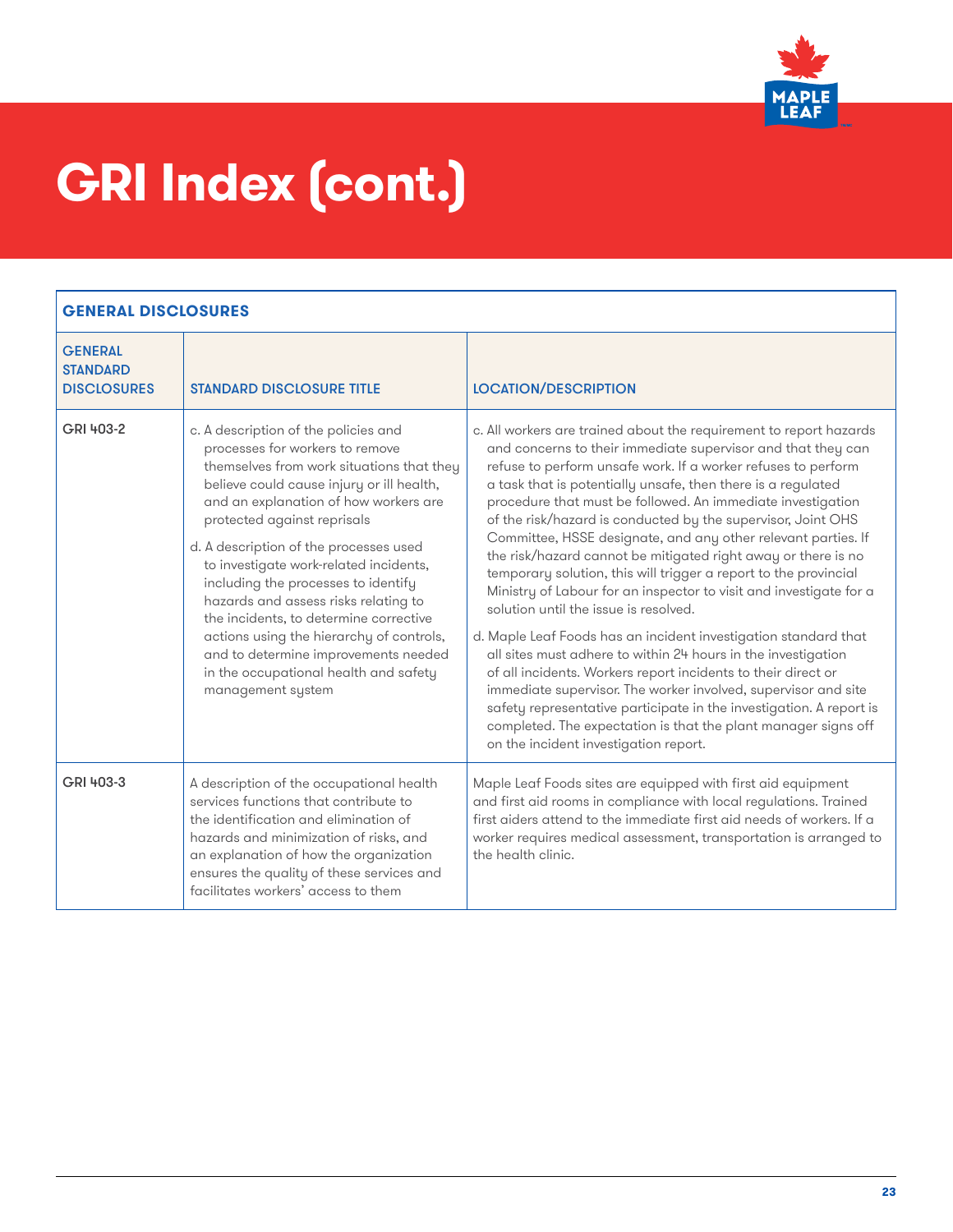# GRI Index (cont.)

| GENERAL DISCLOSURES | | |
|---|---|---|
| **GENERAL STANDARD DISCLOSURES** | **STANDARD DISCLOSURE TITLE** | **LOCATION/DESCRIPTION** |
| GRI 403-2 | c. A description of the policies and processes for workers to remove themselves from work situations that they believe could cause injury or ill health, and an explanation of how workers are protected against reprisals<br><br>d. A description of the processes used to investigate work-related incidents, including the processes to identify hazards and assess risks relating to the incidents, to determine corrective actions using the hierarchy of controls, and to determine improvements needed in the occupational health and safety management system | c. All workers are trained about the requirement to report hazards and concerns to their immediate supervisor and that they can refuse to perform unsafe work. If a worker refuses to perform a task that is potentially unsafe, then there is a regulated procedure that must be followed. An immediate investigation of the risk/hazard is conducted by the supervisor, Joint OHS Committee, HSSE designate, and any other relevant parties. If the risk/hazard cannot be mitigated right away or there is no temporary solution, this will trigger a report to the provincial Ministry of Labour for an inspector to visit and investigate for a solution until the issue is resolved.<br><br>d. Maple Leaf Foods has an incident investigation standard that all sites must adhere to within 24 hours in the investigation of all incidents. Workers report incidents to their direct or immediate supervisor. The worker involved, supervisor and site safety representative participate in the investigation. A report is completed. The expectation is that the plant manager signs off on the incident investigation report. |
| GRI 403-3 | A description of the occupational health services functions that contribute to the identification and elimination of hazards and minimization of risks, and an explanation of how the organization ensures the quality of these services and facilitates workers' access to them | Maple Leaf Foods sites are equipped with first aid equipment and first aid rooms in compliance with local regulations. Trained first aiders attend to the immediate first aid needs of workers. If a worker requires medical assessment, transportation is arranged to the health clinic. |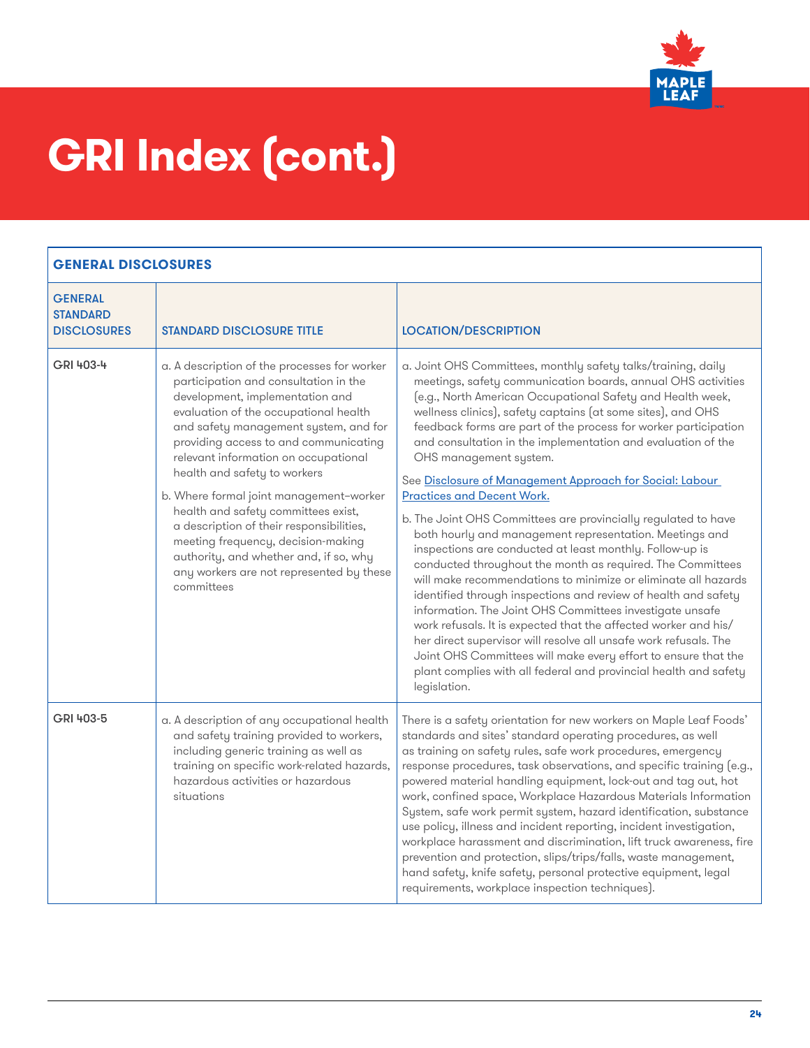# GRI Index (cont.)

| GENERAL DISCLOSURES | | |
|---|---|---|
| GENERAL STANDARD DISCLOSURES | STANDARD DISCLOSURE TITLE | LOCATION/DESCRIPTION |
| GRI 403-4 | a. A description of the processes for worker participation and consultation in the development, implementation and evaluation of the occupational health and safety management system, and for providing access to and communicating relevant information on occupational health and safety to workers<br><br>b. Where formal joint management–worker health and safety committees exist, a description of their responsibilities, meeting frequency, decision-making authority, and whether and, if so, why any workers are not represented by these committees | a. Joint OHS Committees, monthly safety talks/training, daily meetings, safety communication boards, annual OHS activities (e.g., North American Occupational Safety and Health week, wellness clinics), safety captains (at some sites), and OHS feedback forms are part of the process for worker participation and consultation in the implementation and evaluation of the OHS management system.<br><br>See [Disclosure of Management Approach for Social: Labour Practices and Decent Work.]()<br><br>b. The Joint OHS Committees are provincially regulated to have both hourly and management representation. Meetings and inspections are conducted at least monthly. Follow-up is conducted throughout the month as required. The Committees will make recommendations to minimize or eliminate all hazards identified through inspections and review of health and safety information. The Joint OHS Committees investigate unsafe work refusals. It is expected that the affected worker and his/her direct supervisor will resolve all unsafe work refusals. The Joint OHS Committees will make every effort to ensure that the plant complies with all federal and provincial health and safety legislation. |
| GRI 403-5 | a. A description of any occupational health and safety training provided to workers, including generic training as well as training on specific work-related hazards, hazardous activities or hazardous situations | There is a safety orientation for new workers on Maple Leaf Foods' standards and sites' standard operating procedures, as well as training on safety rules, safe work procedures, emergency response procedures, task observations, and specific training (e.g., powered material handling equipment, lock-out and tag out, hot work, confined space, Workplace Hazardous Materials Information System, safe work permit system, hazard identification, substance use policy, illness and incident reporting, incident investigation, workplace harassment and discrimination, lift truck awareness, fire prevention and protection, slips/trips/falls, waste management, hand safety, knife safety, personal protective equipment, legal requirements, workplace inspection techniques). |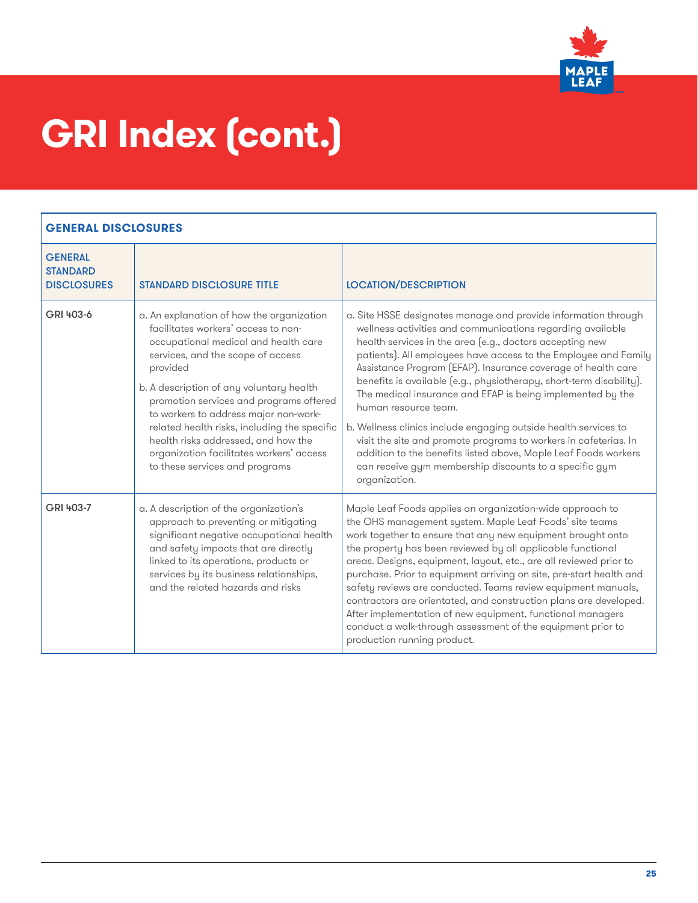# GRI Index (cont.)

| GENERAL DISCLOSURES | | |
|---|---|---|
| **GENERAL STANDARD DISCLOSURES** | **STANDARD DISCLOSURE TITLE** | **LOCATION/DESCRIPTION** |
| GRI 403-6 | a. An explanation of how the organization facilitates workers' access to non-occupational medical and health care services, and the scope of access provided<br><br>b. A description of any voluntary health promotion services and programs offered to workers to address major non-work-related health risks, including the specific health risks addressed, and how the organization facilitates workers' access to these services and programs | a. Site HSSE designates manage and provide information through wellness activities and communications regarding available health services in the area (e.g., doctors accepting new patients). All employees have access to the Employee and Family Assistance Program (EFAP). Insurance coverage of health care benefits is available (e.g., physiotherapy, short-term disability). The medical insurance and EFAP is being implemented by the human resource team.<br><br>b. Wellness clinics include engaging outside health services to visit the site and promote programs to workers in cafeterias. In addition to the benefits listed above, Maple Leaf Foods workers can receive gym membership discounts to a specific gym organization. |
| GRI 403-7 | a. A description of the organization's approach to preventing or mitigating significant negative occupational health and safety impacts that are directly linked to its operations, products or services by its business relationships, and the related hazards and risks | Maple Leaf Foods applies an organization-wide approach to the OHS management system. Maple Leaf Foods' site teams work together to ensure that any new equipment brought onto the property has been reviewed by all applicable functional areas. Designs, equipment, layout, etc., are all reviewed prior to purchase. Prior to equipment arriving on site, pre-start health and safety reviews are conducted. Teams review equipment manuals, contractors are orientated, and construction plans are developed. After implementation of new equipment, functional managers conduct a walk-through assessment of the equipment prior to production running product. |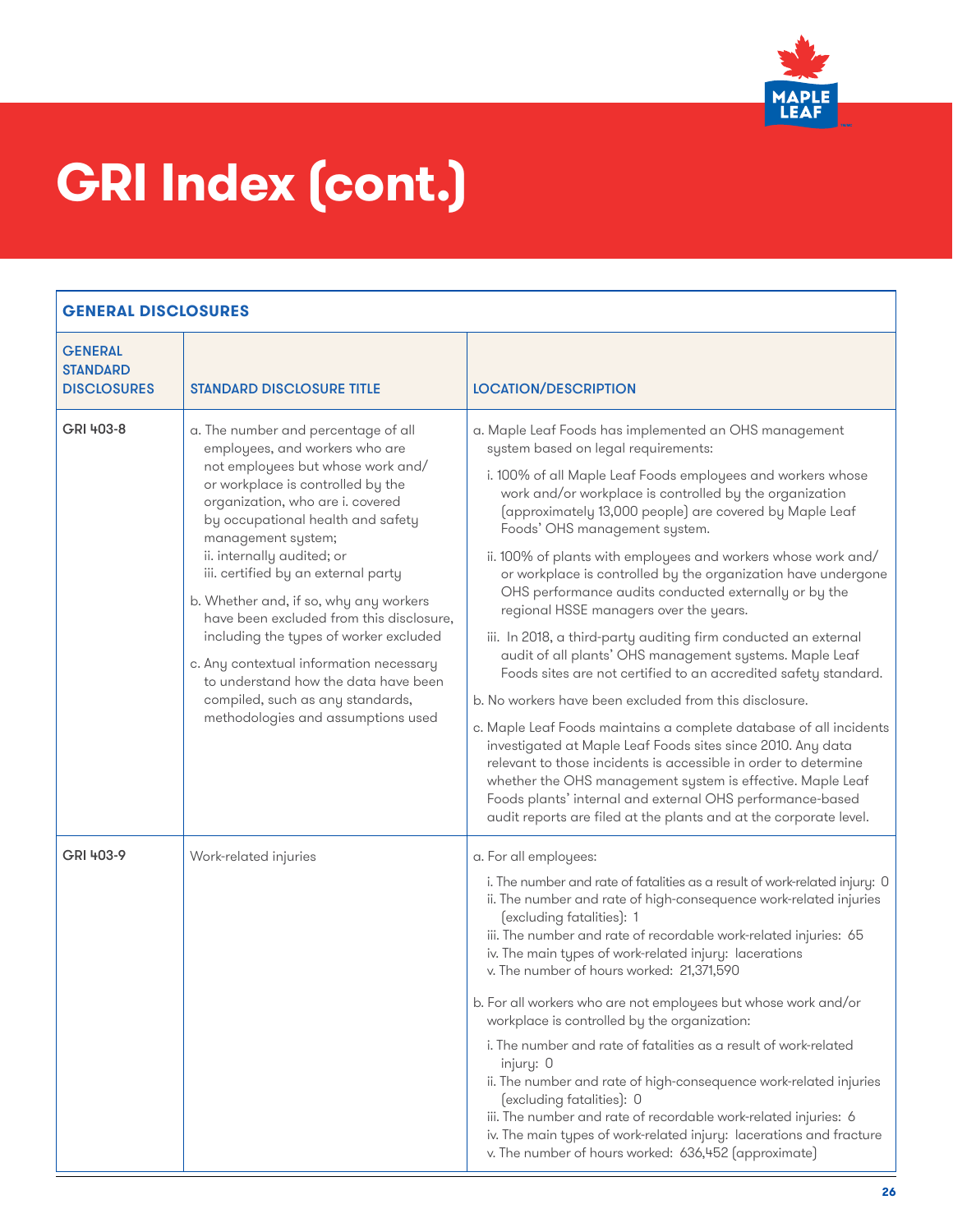# GRI Index (cont.)

## GENERAL DISCLOSURES

| GENERAL STANDARD DISCLOSURES | STANDARD DISCLOSURE TITLE | LOCATION/DESCRIPTION |
|---|---|---|
| GRI 403-8 | a. The number and percentage of all employees, and workers who are not employees but whose work and/ or workplace is controlled by the organization, who are i. covered by occupational health and safety management system;<br>ii. internally audited; or<br>iii. certified by an external party<br>b. Whether and, if so, why any workers have been excluded from this disclosure, including the types of worker excluded<br>c. Any contextual information necessary to understand how the data have been compiled, such as any standards, methodologies and assumptions used | a. Maple Leaf Foods has implemented an OHS management system based on legal requirements:<br>i. 100% of all Maple Leaf Foods employees and workers whose work and/or workplace is controlled by the organization (approximately 13,000 people) are covered by Maple Leaf Foods' OHS management system.<br>ii. 100% of plants with employees and workers whose work and/ or workplace is controlled by the organization have undergone OHS performance audits conducted externally or by the regional HSSE managers over the years.<br>iii. In 2018, a third-party auditing firm conducted an external audit of all plants' OHS management systems. Maple Leaf Foods sites are not certified to an accredited safety standard.<br>b. No workers have been excluded from this disclosure.<br>c. Maple Leaf Foods maintains a complete database of all incidents investigated at Maple Leaf Foods sites since 2010. Any data relevant to those incidents is accessible in order to determine whether the OHS management system is effective. Maple Leaf Foods plants' internal and external OHS performance-based audit reports are filed at the plants and at the corporate level. |
| GRI 403-9 | Work-related injuries | a. For all employees:<br>i. The number and rate of fatalities as a result of work-related injury: 0<br>ii. The number and rate of high-consequence work-related injuries (excluding fatalities): 1<br>iii. The number and rate of recordable work-related injuries: 65<br>iv. The main types of work-related injury: lacerations<br>v. The number of hours worked: 21,371,590<br>b. For all workers who are not employees but whose work and/or workplace is controlled by the organization:<br>i. The number and rate of fatalities as a result of work-related injury: 0<br>ii. The number and rate of high-consequence work-related injuries (excluding fatalities): 0<br>iii. The number and rate of recordable work-related injuries: 6<br>iv. The main types of work-related injury: lacerations and fracture<br>v. The number of hours worked: 636,452 (approximate) |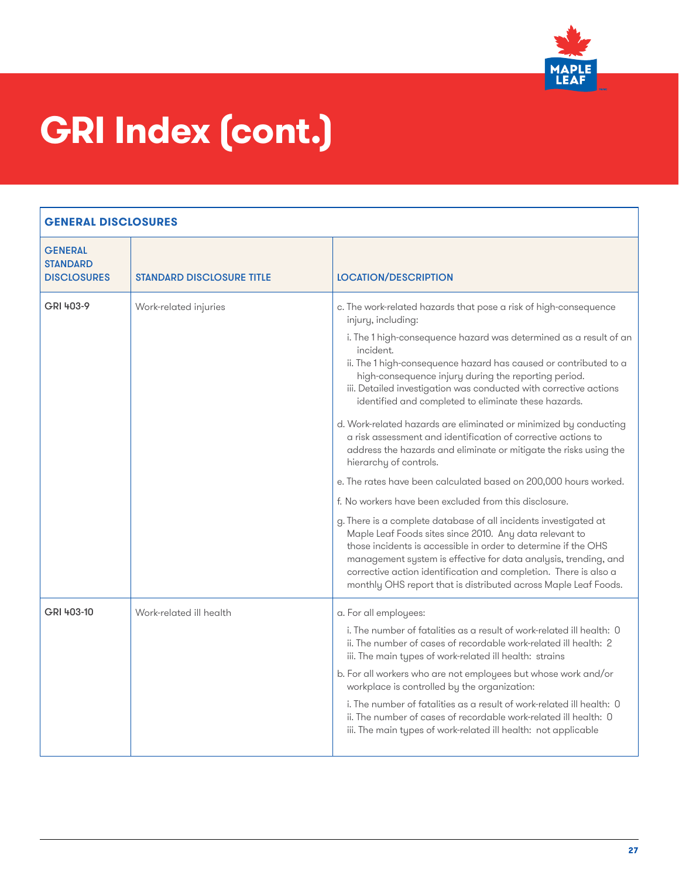# GRI Index (cont.)

| GENERAL DISCLOSURES | | |
|---|---|---|
| **GENERAL STANDARD DISCLOSURES** | **STANDARD DISCLOSURE TITLE** | **LOCATION/DESCRIPTION** |
| GRI 403-9 | Work-related injuries | c. The work-related hazards that pose a risk of high-consequence injury, including:<br>i. The 1 high-consequence hazard was determined as a result of an incident.<br>ii. The 1 high-consequence hazard has caused or contributed to a high-consequence injury during the reporting period.<br>iii. Detailed investigation was conducted with corrective actions identified and completed to eliminate these hazards.<br>d. Work-related hazards are eliminated or minimized by conducting a risk assessment and identification of corrective actions to address the hazards and eliminate or mitigate the risks using the hierarchy of controls.<br>e. The rates have been calculated based on 200,000 hours worked.<br>f. No workers have been excluded from this disclosure.<br>g. There is a complete database of all incidents investigated at Maple Leaf Foods sites since 2010. Any data relevant to those incidents is accessible in order to determine if the OHS management system is effective for data analysis, trending, and corrective action identification and completion. There is also a monthly OHS report that is distributed across Maple Leaf Foods. |
| GRI 403-10 | Work-related ill health | a. For all employees:<br>i. The number of fatalities as a result of work-related ill health: 0<br>ii. The number of cases of recordable work-related ill health: 2<br>iii. The main types of work-related ill health: strains<br>b. For all workers who are not employees but whose work and/or workplace is controlled by the organization:<br>i. The number of fatalities as a result of work-related ill health: 0<br>ii. The number of cases of recordable work-related ill health: 0<br>iii. The main types of work-related ill health: not applicable |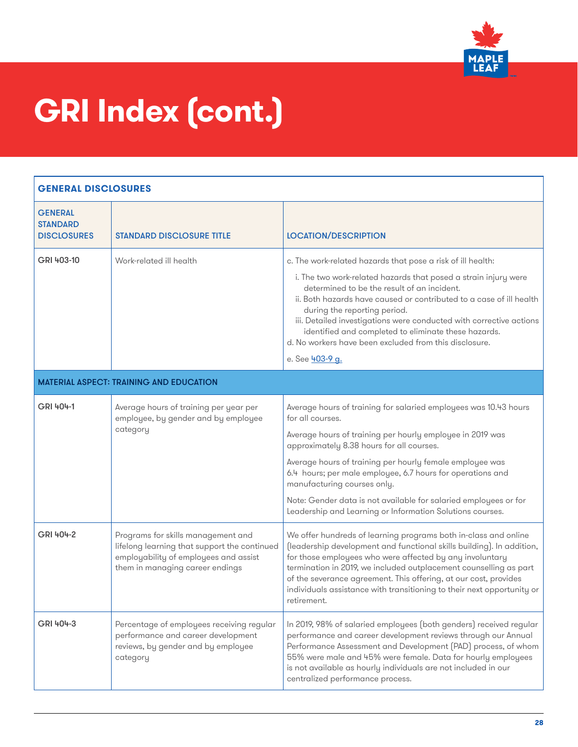# GRI Index (cont.)

| GENERAL DISCLOSURES | | |
|---|---|---|
| **GENERAL STANDARD DISCLOSURES** | **STANDARD DISCLOSURE TITLE** | **LOCATION/DESCRIPTION** |
| GRI 403-10 | Work-related ill health | c. The work-related hazards that pose a risk of ill health:<br>i. The two work-related hazards that posed a strain injury were determined to be the result of an incident.<br>ii. Both hazards have caused or contributed to a case of ill health during the reporting period.<br>iii. Detailed investigations were conducted with corrective actions identified and completed to eliminate these hazards.<br>d. No workers have been excluded from this disclosure.<br>e. See 403-9 g. |
| **MATERIAL ASPECT: TRAINING AND EDUCATION** | | |
| GRI 404-1 | Average hours of training per year per employee, by gender and by employee category | Average hours of training for salaried employees was 10.43 hours for all courses.<br>Average hours of training per hourly employee in 2019 was approximately 8.38 hours for all courses.<br>Average hours of training per hourly female employee was 6.4 hours; per male employee, 6.7 hours for operations and manufacturing courses only.<br>Note: Gender data is not available for salaried employees or for Leadership and Learning or Information Solutions courses. |
| GRI 404-2 | Programs for skills management and lifelong learning that support the continued employability of employees and assist them in managing career endings | We offer hundreds of learning programs both in-class and online (leadership development and functional skills building). In addition, for those employees who were affected by any involuntary termination in 2019, we included outplacement counselling as part of the severance agreement. This offering, at our cost, provides individuals assistance with transitioning to their next opportunity or retirement. |
| GRI 404-3 | Percentage of employees receiving regular performance and career development reviews, by gender and by employee category | In 2019, 98% of salaried employees (both genders) received regular performance and career development reviews through our Annual Performance Assessment and Development (PAD) process, of whom 55% were male and 45% were female. Data for hourly employees is not available as hourly individuals are not included in our centralized performance process. |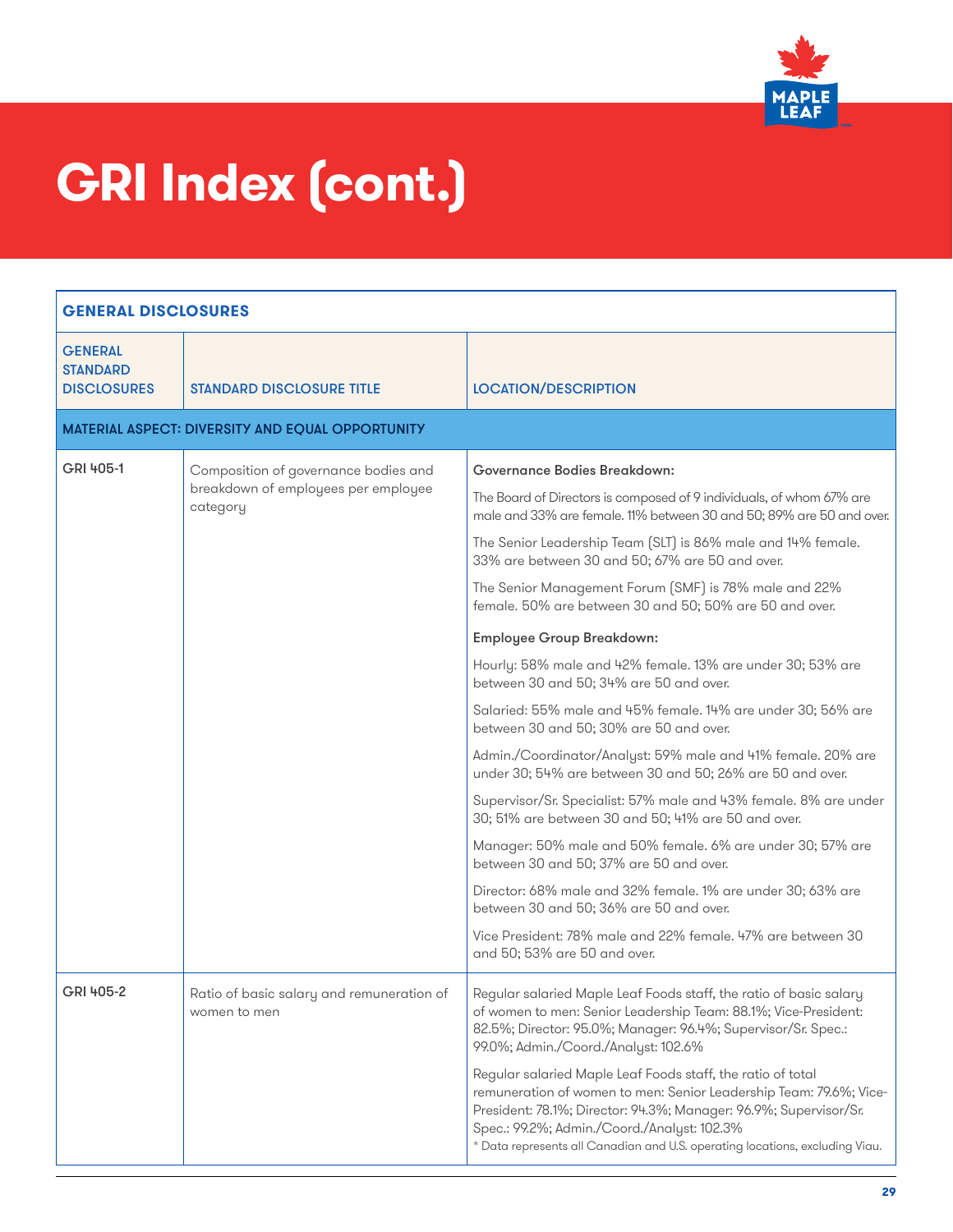# GRI Index (cont.)

| GENERAL DISCLOSURES | | |
|---|---|---|
| GENERAL STANDARD DISCLOSURES | STANDARD DISCLOSURE TITLE | LOCATION/DESCRIPTION |
| MATERIAL ASPECT: DIVERSITY AND EQUAL OPPORTUNITY | | |
| GRI 405-1 | Composition of governance bodies and breakdown of employees per employee category | **Governance Bodies Breakdown:**<br><br>The Board of Directors is composed of 9 individuals, of whom 67% are male and 33% are female. 11% between 30 and 50; 89% are 50 and over.<br><br>The Senior Leadership Team (SLT) is 86% male and 14% female. 33% are between 30 and 50; 67% are 50 and over.<br><br>The Senior Management Forum (SMF) is 78% male and 22% female. 50% are between 30 and 50; 50% are 50 and over.<br><br>**Employee Group Breakdown:**<br><br>Hourly: 58% male and 42% female. 13% are under 30; 53% are between 30 and 50; 34% are 50 and over.<br><br>Salaried: 55% male and 45% female. 14% are under 30; 56% are between 30 and 50; 30% are 50 and over.<br><br>Admin./Coordinator/Analyst: 59% male and 41% female. 20% are under 30; 54% are between 30 and 50; 26% are 50 and over.<br><br>Supervisor/Sr. Specialist: 57% male and 43% female. 8% are under 30; 51% are between 30 and 50; 41% are 50 and over.<br><br>Manager: 50% male and 50% female. 6% are under 30; 57% are between 30 and 50; 37% are 50 and over.<br><br>Director: 68% male and 32% female. 1% are under 30; 63% are between 30 and 50; 36% are 50 and over.<br><br>Vice President: 78% male and 22% female. 47% are between 30 and 50; 53% are 50 and over. |
| GRI 405-2 | Ratio of basic salary and remuneration of women to men | Regular salaried Maple Leaf Foods staff, the ratio of basic salary of women to men: Senior Leadership Team: 88.1%; Vice-President: 82.5%; Director: 95.0%; Manager: 96.4%; Supervisor/Sr. Spec.: 99.0%; Admin./Coord./Analyst: 102.6%<br><br>Regular salaried Maple Leaf Foods staff, the ratio of total remuneration of women to men: Senior Leadership Team: 79.6%; Vice-President: 78.1%; Director: 94.3%; Manager: 96.9%; Supervisor/Sr. Spec.: 99.2%; Admin./Coord./Analyst: 102.3%<br>* Data represents all Canadian and U.S. operating locations, excluding Viau. |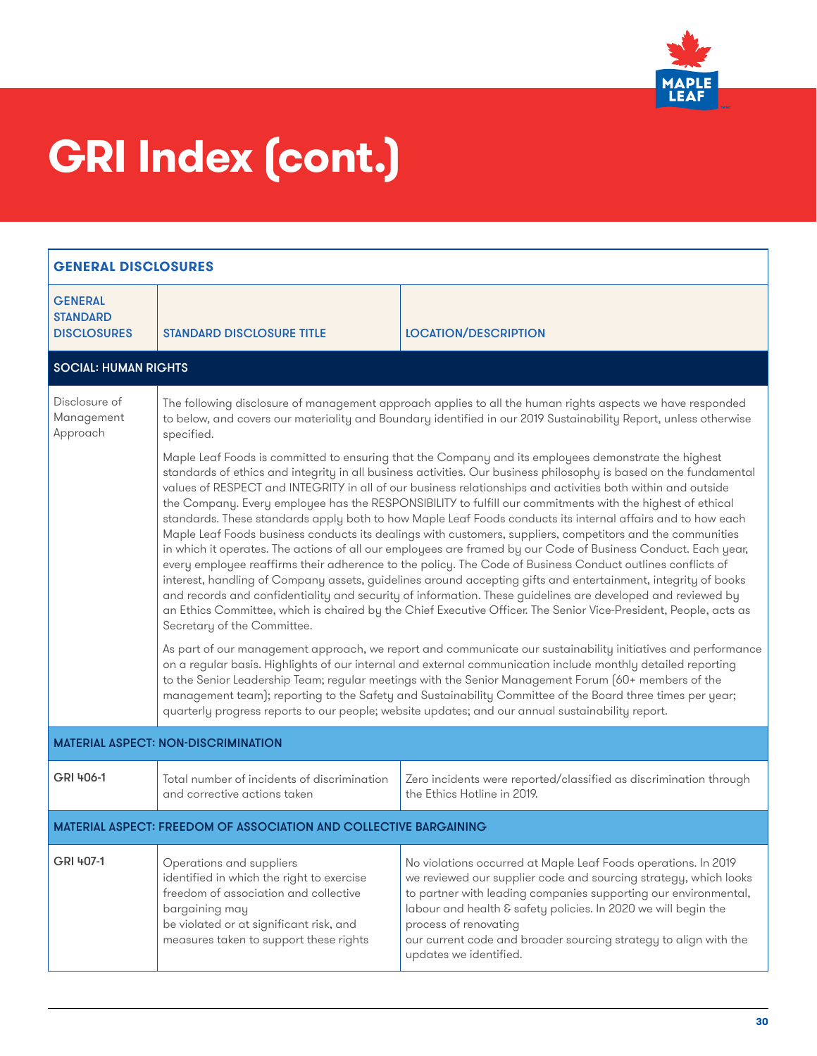# GRI Index (cont.)

| GENERAL STANDARD DISCLOSURES | STANDARD DISCLOSURE TITLE | LOCATION/DESCRIPTION |
|---|---|---|
| **GENERAL DISCLOSURES** | | |
| **SOCIAL: HUMAN RIGHTS** | | |
| Disclosure of Management Approach | The following disclosure of management approach applies to all the human rights aspects we have responded to below, and covers our materiality and Boundary identified in our 2019 Sustainability Report, unless otherwise specified.<br><br>Maple Leaf Foods is committed to ensuring that the Company and its employees demonstrate the highest standards of ethics and integrity in all business activities. Our business philosophy is based on the fundamental values of RESPECT and INTEGRITY in all of our business relationships and activities both within and outside the Company. Every employee has the RESPONSIBILITY to fulfill our commitments with the highest of ethical standards. These standards apply both to how Maple Leaf Foods conducts its internal affairs and to how each Maple Leaf Foods business conducts its dealings with customers, suppliers, competitors and the communities in which it operates. The actions of all our employees are framed by our Code of Business Conduct. Each year, every employee reaffirms their adherence to the policy. The Code of Business Conduct outlines conflicts of interest, handling of Company assets, guidelines around accepting gifts and entertainment, integrity of books and records and confidentiality and security of information. These guidelines are developed and reviewed by an Ethics Committee, which is chaired by the Chief Executive Officer. The Senior Vice-President, People, acts as Secretary of the Committee.<br><br>As part of our management approach, we report and communicate our sustainability initiatives and performance on a regular basis. Highlights of our internal and external communication include monthly detailed reporting to the Senior Leadership Team; regular meetings with the Senior Management Forum (60+ members of the management team); reporting to the Safety and Sustainability Committee of the Board three times per year; quarterly progress reports to our people; website updates; and our annual sustainability report. | |
| **MATERIAL ASPECT: NON-DISCRIMINATION** | | |
| GRI 406-1 | Total number of incidents of discrimination and corrective actions taken | Zero incidents were reported/classified as discrimination through the Ethics Hotline in 2019. |
| **MATERIAL ASPECT: FREEDOM OF ASSOCIATION AND COLLECTIVE BARGAINING** | | |
| GRI 407-1 | Operations and suppliers identified in which the right to exercise freedom of association and collective bargaining may be violated or at significant risk, and measures taken to support these rights | No violations occurred at Maple Leaf Foods operations. In 2019 we reviewed our supplier code and sourcing strategy, which looks to partner with leading companies supporting our environmental, labour and health & safety policies. In 2020 we will begin the process of renovating our current code and broader sourcing strategy to align with the updates we identified. |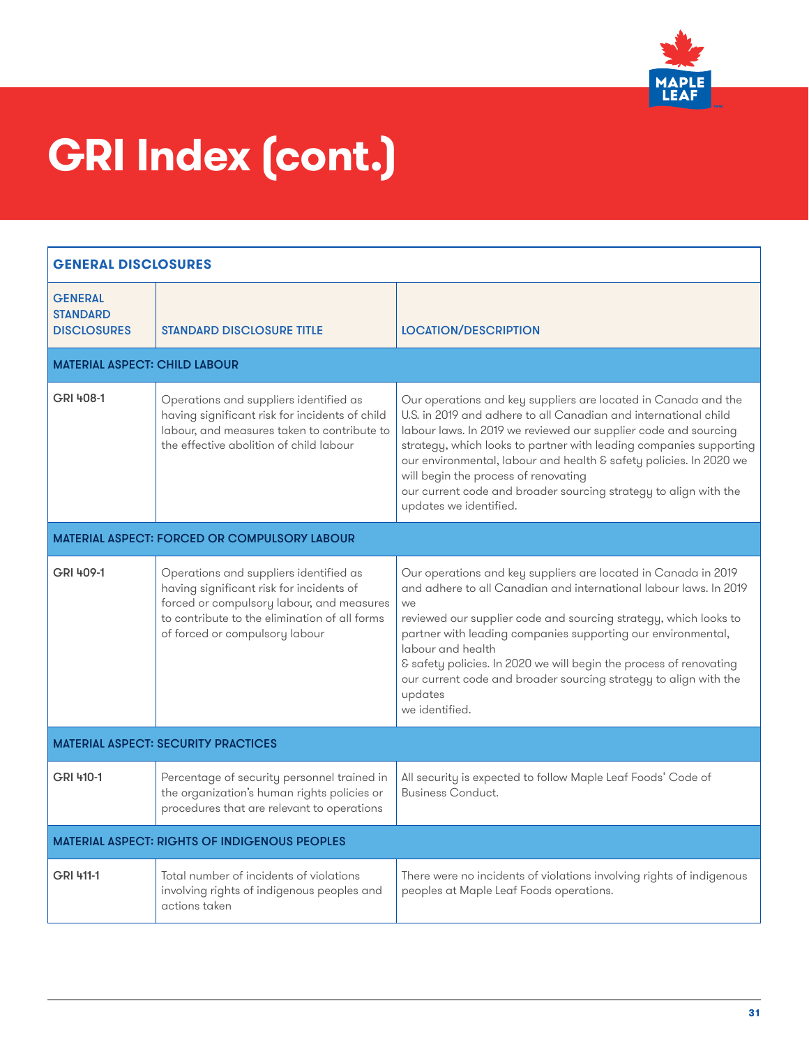# GRI Index (cont.)

| GENERAL DISCLOSURES | | |
|---|---|---|
| **GENERAL STANDARD DISCLOSURES** | **STANDARD DISCLOSURE TITLE** | **LOCATION/DESCRIPTION** |
| **MATERIAL ASPECT: CHILD LABOUR** | | |
| GRI 408-1 | Operations and suppliers identified as having significant risk for incidents of child labour, and measures taken to contribute to the effective abolition of child labour | Our operations and key suppliers are located in Canada and the U.S. in 2019 and adhere to all Canadian and international child labour laws. In 2019 we reviewed our supplier code and sourcing strategy, which looks to partner with leading companies supporting our environmental, labour and health & safety policies. In 2020 we will begin the process of renovating our current code and broader sourcing strategy to align with the updates we identified. |
| **MATERIAL ASPECT: FORCED OR COMPULSORY LABOUR** | | |
| GRI 409-1 | Operations and suppliers identified as having significant risk for incidents of forced or compulsory labour, and measures to contribute to the elimination of all forms of forced or compulsory labour | Our operations and key suppliers are located in Canada in 2019 and adhere to all Canadian and international labour laws. In 2019 we reviewed our supplier code and sourcing strategy, which looks to partner with leading companies supporting our environmental, labour and health & safety policies. In 2020 we will begin the process of renovating our current code and broader sourcing strategy to align with the updates we identified. |
| **MATERIAL ASPECT: SECURITY PRACTICES** | | |
| GRI 410-1 | Percentage of security personnel trained in the organization's human rights policies or procedures that are relevant to operations | All security is expected to follow Maple Leaf Foods' Code of Business Conduct. |
| **MATERIAL ASPECT: RIGHTS OF INDIGENOUS PEOPLES** | | |
| GRI 411-1 | Total number of incidents of violations involving rights of indigenous peoples and actions taken | There were no incidents of violations involving rights of indigenous peoples at Maple Leaf Foods operations. |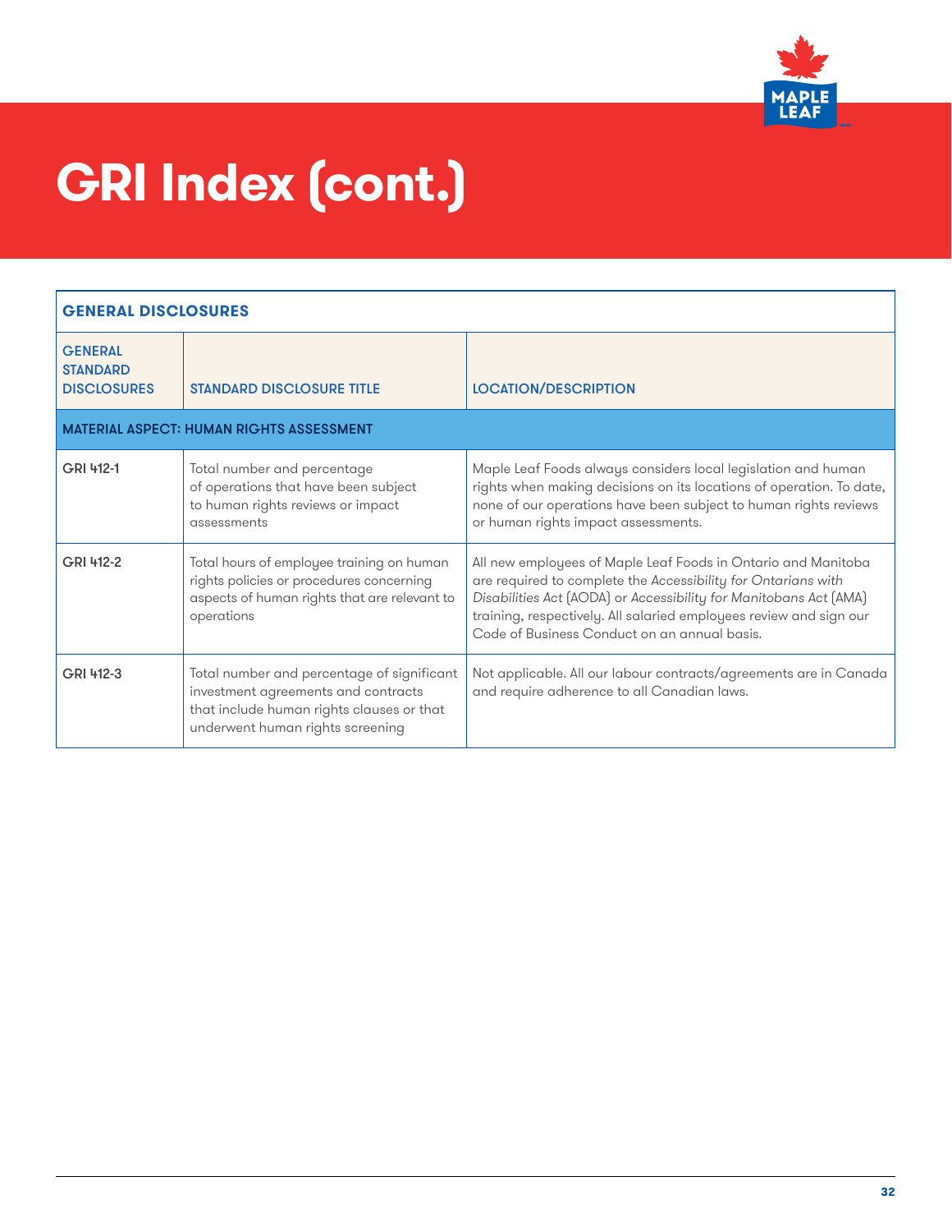# GRI Index (cont.)

| GENERAL DISCLOSURES | | |
|---|---|---|
| **GENERAL STANDARD DISCLOSURES** | **STANDARD DISCLOSURE TITLE** | **LOCATION/DESCRIPTION** |
| **MATERIAL ASPECT: HUMAN RIGHTS ASSESSMENT** | | |
| GRI 412-1 | Total number and percentage of operations that have been subject to human rights reviews or impact assessments | Maple Leaf Foods always considers local legislation and human rights when making decisions on its locations of operation. To date, none of our operations have been subject to human rights reviews or human rights impact assessments. |
| GRI 412-2 | Total hours of employee training on human rights policies or procedures concerning aspects of human rights that are relevant to operations | All new employees of Maple Leaf Foods in Ontario and Manitoba are required to complete the *Accessibility for Ontarians with Disabilities Act* (AODA) or *Accessibility for Manitobans Act* (AMA) training, respectively. All salaried employees review and sign our Code of Business Conduct on an annual basis. |
| GRI 412-3 | Total number and percentage of significant investment agreements and contracts that include human rights clauses or that underwent human rights screening | Not applicable. All our labour contracts/agreements are in Canada and require adherence to all Canadian laws. |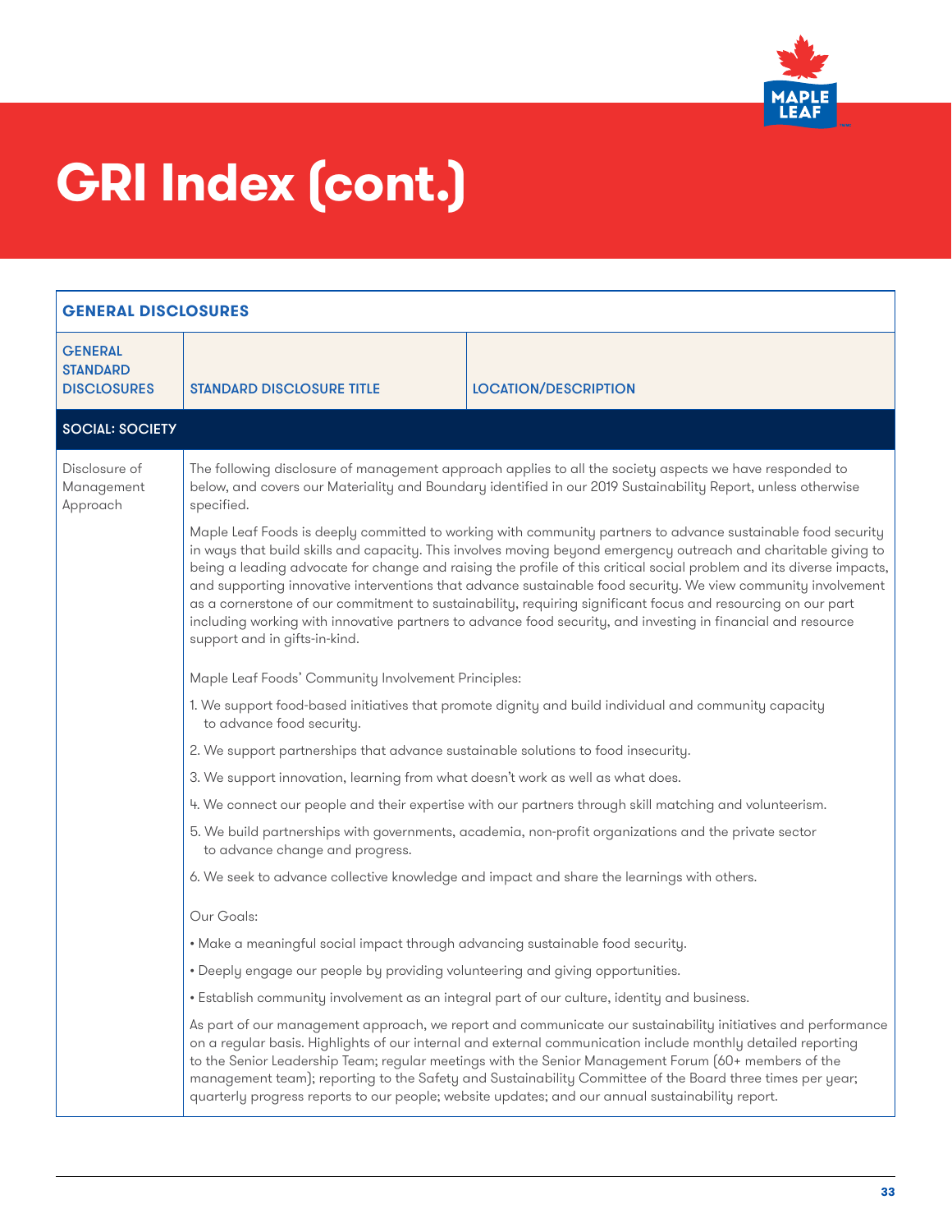# GRI Index (cont.)

| GENERAL DISCLOSURES | | |
|---|---|---|
| **GENERAL STANDARD DISCLOSURES** | **STANDARD DISCLOSURE TITLE** | **LOCATION/DESCRIPTION** |
| **SOCIAL: SOCIETY** | | |
| Disclosure of Management Approach | The following disclosure of management approach applies to all the society aspects we have responded to below, and covers our Materiality and Boundary identified in our 2019 Sustainability Report, unless otherwise specified.<br><br>Maple Leaf Foods is deeply committed to working with community partners to advance sustainable food security in ways that build skills and capacity. This involves moving beyond emergency outreach and charitable giving to being a leading advocate for change and raising the profile of this critical social problem and its diverse impacts, and supporting innovative interventions that advance sustainable food security. We view community involvement as a cornerstone of our commitment to sustainability, requiring significant focus and resourcing on our part including working with innovative partners to advance food security, and investing in financial and resource support and in gifts-in-kind.<br><br>Maple Leaf Foods' Community Involvement Principles:<br><br>1. We support food-based initiatives that promote dignity and build individual and community capacity to advance food security.<br>2. We support partnerships that advance sustainable solutions to food insecurity.<br>3. We support innovation, learning from what doesn't work as well as what does.<br>4. We connect our people and their expertise with our partners through skill matching and volunteerism.<br>5. We build partnerships with governments, academia, non-profit organizations and the private sector to advance change and progress.<br>6. We seek to advance collective knowledge and impact and share the learnings with others.<br><br>Our Goals:<br><br>• Make a meaningful social impact through advancing sustainable food security.<br>• Deeply engage our people by providing volunteering and giving opportunities.<br>• Establish community involvement as an integral part of our culture, identity and business.<br><br>As part of our management approach, we report and communicate our sustainability initiatives and performance on a regular basis. Highlights of our internal and external communication include monthly detailed reporting to the Senior Leadership Team; regular meetings with the Senior Management Forum (60+ members of the management team); reporting to the Safety and Sustainability Committee of the Board three times per year; quarterly progress reports to our people; website updates; and our annual sustainability report. | |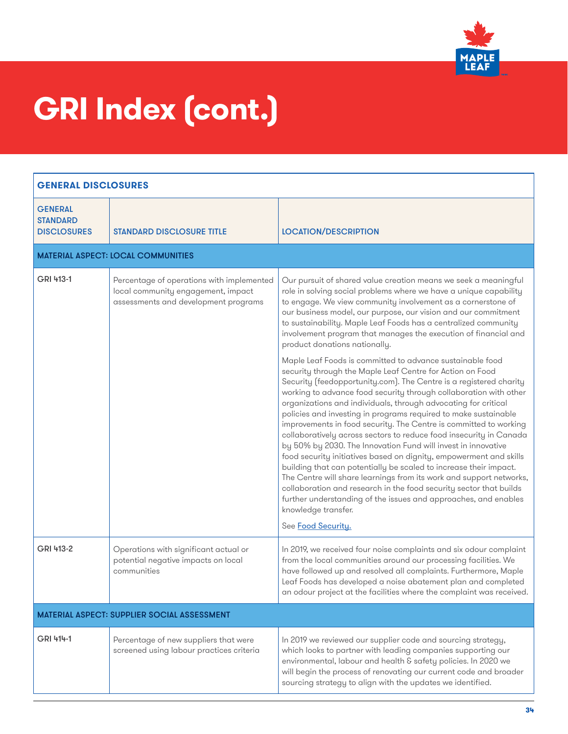# GRI Index (cont.)

| GENERAL DISCLOSURES | | |
|---|---|---|
| **GENERAL STANDARD DISCLOSURES** | **STANDARD DISCLOSURE TITLE** | **LOCATION/DESCRIPTION** |
| **MATERIAL ASPECT: LOCAL COMMUNITIES** | | |
| GRI 413-1 | Percentage of operations with implemented local community engagement, impact assessments and development programs | Our pursuit of shared value creation means we seek a meaningful role in solving social problems where we have a unique capability to engage. We view community involvement as a cornerstone of our business model, our purpose, our vision and our commitment to sustainability. Maple Leaf Foods has a centralized community involvement program that manages the execution of financial and product donations nationally.<br><br>Maple Leaf Foods is committed to advance sustainable food security through the Maple Leaf Centre for Action on Food Security (feedopportunity.com). The Centre is a registered charity working to advance food security through collaboration with other organizations and individuals, through advocating for critical policies and investing in programs required to make sustainable improvements in food security. The Centre is committed to working collaboratively across sectors to reduce food insecurity in Canada by 50% by 2030. The Innovation Fund will invest in innovative food security initiatives based on dignity, empowerment and skills building that can potentially be scaled to increase their impact. The Centre will share learnings from its work and support networks, collaboration and research in the food security sector that builds further understanding of the issues and approaches, and enables knowledge transfer.<br><br>See Food Security. |
| GRI 413-2 | Operations with significant actual or potential negative impacts on local communities | In 2019, we received four noise complaints and six odour complaint from the local communities around our processing facilities. We have followed up and resolved all complaints. Furthermore, Maple Leaf Foods has developed a noise abatement plan and completed an odour project at the facilities where the complaint was received. |
| **MATERIAL ASPECT: SUPPLIER SOCIAL ASSESSMENT** | | |
| GRI 414-1 | Percentage of new suppliers that were screened using labour practices criteria | In 2019 we reviewed our supplier code and sourcing strategy, which looks to partner with leading companies supporting our environmental, labour and health & safety policies. In 2020 we will begin the process of renovating our current code and broader sourcing strategy to align with the updates we identified. |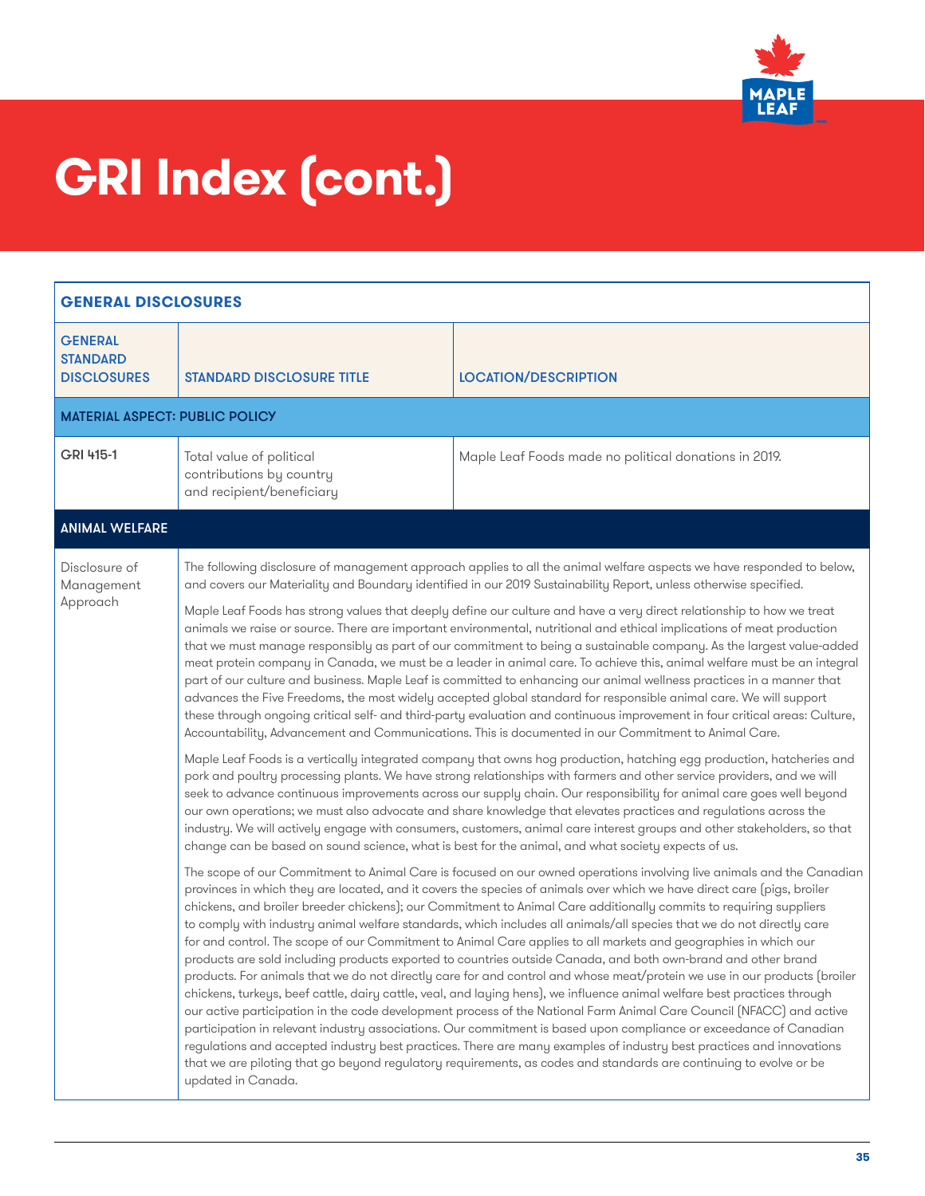# GRI Index (cont.)

| GENERAL DISCLOSURES | | |
|---|---|---|
| **GENERAL STANDARD DISCLOSURES** | **STANDARD DISCLOSURE TITLE** | **LOCATION/DESCRIPTION** |
| **MATERIAL ASPECT: PUBLIC POLICY** | | |
| GRI 415-1 | Total value of political contributions by country and recipient/beneficiary | Maple Leaf Foods made no political donations in 2019. |
| **ANIMAL WELFARE** | | |
| Disclosure of Management Approach | The following disclosure of management approach applies to all the animal welfare aspects we have responded to below, and covers our Materiality and Boundary identified in our 2019 Sustainability Report, unless otherwise specified.<br><br>Maple Leaf Foods has strong values that deeply define our culture and have a very direct relationship to how we treat animals we raise or source. There are important environmental, nutritional and ethical implications of meat production that we must manage responsibly as part of our commitment to being a sustainable company. As the largest value-added meat protein company in Canada, we must be a leader in animal care. To achieve this, animal welfare must be an integral part of our culture and business. Maple Leaf is committed to enhancing our animal wellness practices in a manner that advances the Five Freedoms, the most widely accepted global standard for responsible animal care. We will support these through ongoing critical self- and third-party evaluation and continuous improvement in four critical areas: Culture, Accountability, Advancement and Communications. This is documented in our Commitment to Animal Care.<br><br>Maple Leaf Foods is a vertically integrated company that owns hog production, hatching egg production, hatcheries and pork and poultry processing plants. We have strong relationships with farmers and other service providers, and we will seek to advance continuous improvements across our supply chain. Our responsibility for animal care goes well beyond our own operations; we must also advocate and share knowledge that elevates practices and regulations across the industry. We will actively engage with consumers, customers, animal care interest groups and other stakeholders, so that change can be based on sound science, what is best for the animal, and what society expects of us.<br><br>The scope of our Commitment to Animal Care is focused on our owned operations involving live animals and the Canadian provinces in which they are located, and it covers the species of animals over which we have direct care (pigs, broiler chickens, and broiler breeder chickens); our Commitment to Animal Care additionally commits to requiring suppliers to comply with industry animal welfare standards, which includes all animals/all species that we do not directly care for and control. The scope of our Commitment to Animal Care applies to all markets and geographies in which our products are sold including products exported to countries outside Canada, and both own-brand and other brand products. For animals that we do not directly care for and control and whose meat/protein we use in our products (broiler chickens, turkeys, beef cattle, dairy cattle, veal, and laying hens), we influence animal welfare best practices through our active participation in the code development process of the National Farm Animal Care Council (NFACC) and active participation in relevant industry associations. Our commitment is based upon compliance or exceedance of Canadian regulations and accepted industry best practices. There are many examples of industry best practices and innovations that we are piloting that go beyond regulatory requirements, as codes and standards are continuing to evolve or be updated in Canada. | |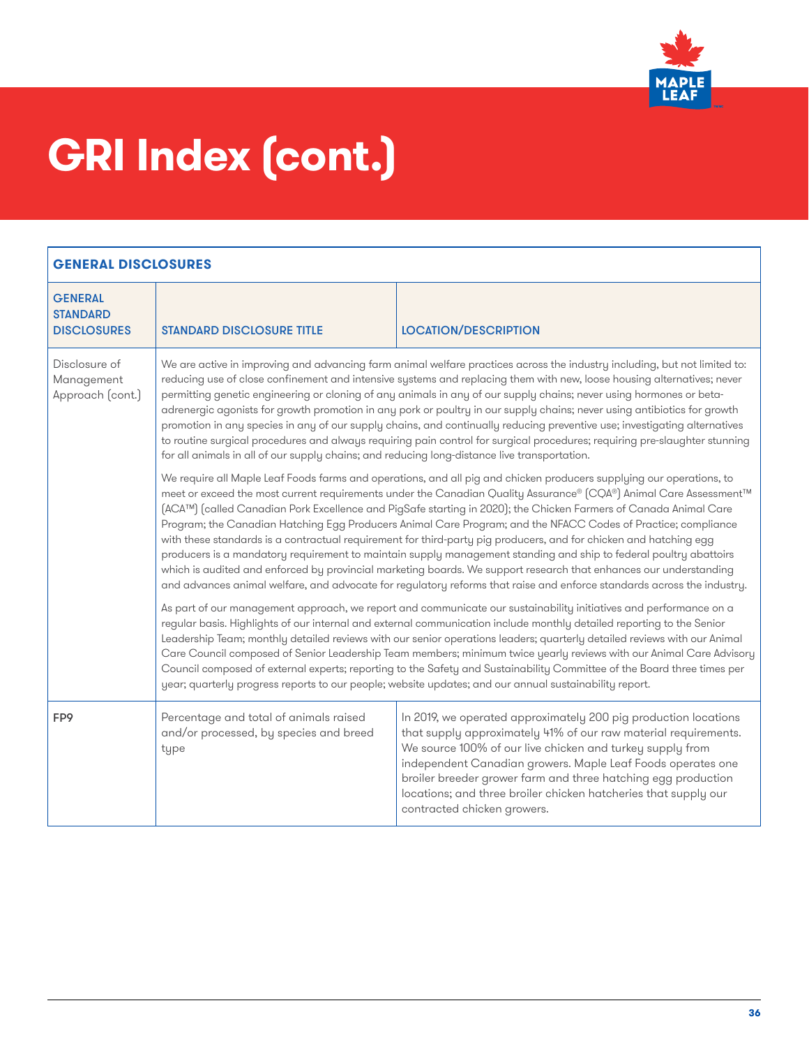# GRI Index (cont.)

## GENERAL DISCLOSURES

| GENERAL STANDARD DISCLOSURES | STANDARD DISCLOSURE TITLE | LOCATION/DESCRIPTION |
|---|---|---|
| Disclosure of Management Approach (cont.) | We are active in improving and advancing farm animal welfare practices across the industry including, but not limited to: reducing use of close confinement and intensive systems and replacing them with new, loose housing alternatives; never permitting genetic engineering or cloning of any animals in any of our supply chains; never using hormones or beta-adrenergic agonists for growth promotion in any pork or poultry in our supply chains; never using antibiotics for growth promotion in any species in any of our supply chains, and continually reducing preventive use; investigating alternatives to routine surgical procedures and always requiring pain control for surgical procedures; requiring pre-slaughter stunning for all animals in all of our supply chains; and reducing long-distance live transportation.<br><br>We require all Maple Leaf Foods farms and operations, and all pig and chicken producers supplying our operations, to meet or exceed the most current requirements under the Canadian Quality Assurance® (CQA®) Animal Care Assessment™ (ACA™) (called Canadian Pork Excellence and PigSafe starting in 2020); the Chicken Farmers of Canada Animal Care Program; the Canadian Hatching Egg Producers Animal Care Program; and the NFACC Codes of Practice; compliance with these standards is a contractual requirement for third-party pig producers, and for chicken and hatching egg producers is a mandatory requirement to maintain supply management standing and ship to federal poultry abattoirs which is audited and enforced by provincial marketing boards. We support research that enhances our understanding and advances animal welfare, and advocate for regulatory reforms that raise and enforce standards across the industry.<br><br>As part of our management approach, we report and communicate our sustainability initiatives and performance on a regular basis. Highlights of our internal and external communication include monthly detailed reporting to the Senior Leadership Team; monthly detailed reviews with our senior operations leaders; quarterly detailed reviews with our Animal Care Council composed of Senior Leadership Team members; minimum twice yearly reviews with our Animal Care Advisory Council composed of external experts; reporting to the Safety and Sustainability Committee of the Board three times per year; quarterly progress reports to our people; website updates; and our annual sustainability report. | |
| FP9 | Percentage and total of animals raised and/or processed, by species and breed type | In 2019, we operated approximately 200 pig production locations that supply approximately 41% of our raw material requirements. We source 100% of our live chicken and turkey supply from independent Canadian growers. Maple Leaf Foods operates one broiler breeder grower farm and three hatching egg production locations; and three broiler chicken hatcheries that supply our contracted chicken growers. |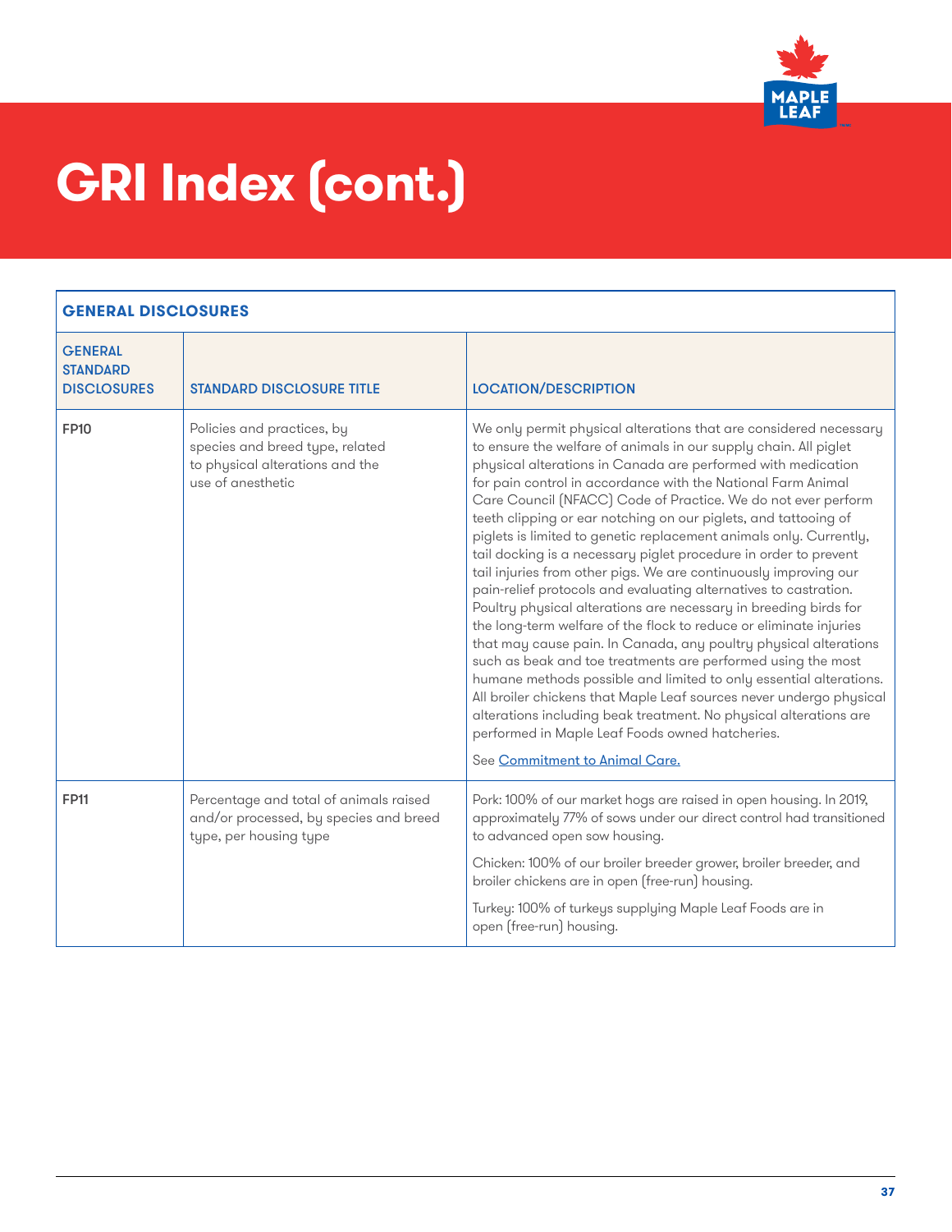# GRI Index (cont.)

| GENERAL DISCLOSURES | | |
|---|---|---|
| GENERAL STANDARD DISCLOSURES | STANDARD DISCLOSURE TITLE | LOCATION/DESCRIPTION |
| FP10 | Policies and practices, by species and breed type, related to physical alterations and the use of anesthetic | We only permit physical alterations that are considered necessary to ensure the welfare of animals in our supply chain. All piglet physical alterations in Canada are performed with medication for pain control in accordance with the National Farm Animal Care Council (NFACC) Code of Practice. We do not ever perform teeth clipping or ear notching on our piglets, and tattooing of piglets is limited to genetic replacement animals only. Currently, tail docking is a necessary piglet procedure in order to prevent tail injuries from other pigs. We are continuously improving our pain-relief protocols and evaluating alternatives to castration. Poultry physical alterations are necessary in breeding birds for the long-term welfare of the flock to reduce or eliminate injuries that may cause pain. In Canada, any poultry physical alterations such as beak and toe treatments are performed using the most humane methods possible and limited to only essential alterations. All broiler chickens that Maple Leaf sources never undergo physical alterations including beak treatment. No physical alterations are performed in Maple Leaf Foods owned hatcheries.<br><br>See Commitment to Animal Care. |
| FP11 | Percentage and total of animals raised and/or processed, by species and breed type, per housing type | Pork: 100% of our market hogs are raised in open housing. In 2019, approximately 77% of sows under our direct control had transitioned to advanced open sow housing.<br><br>Chicken: 100% of our broiler breeder grower, broiler breeder, and broiler chickens are in open (free-run) housing.<br><br>Turkey: 100% of turkeys supplying Maple Leaf Foods are in open (free-run) housing. |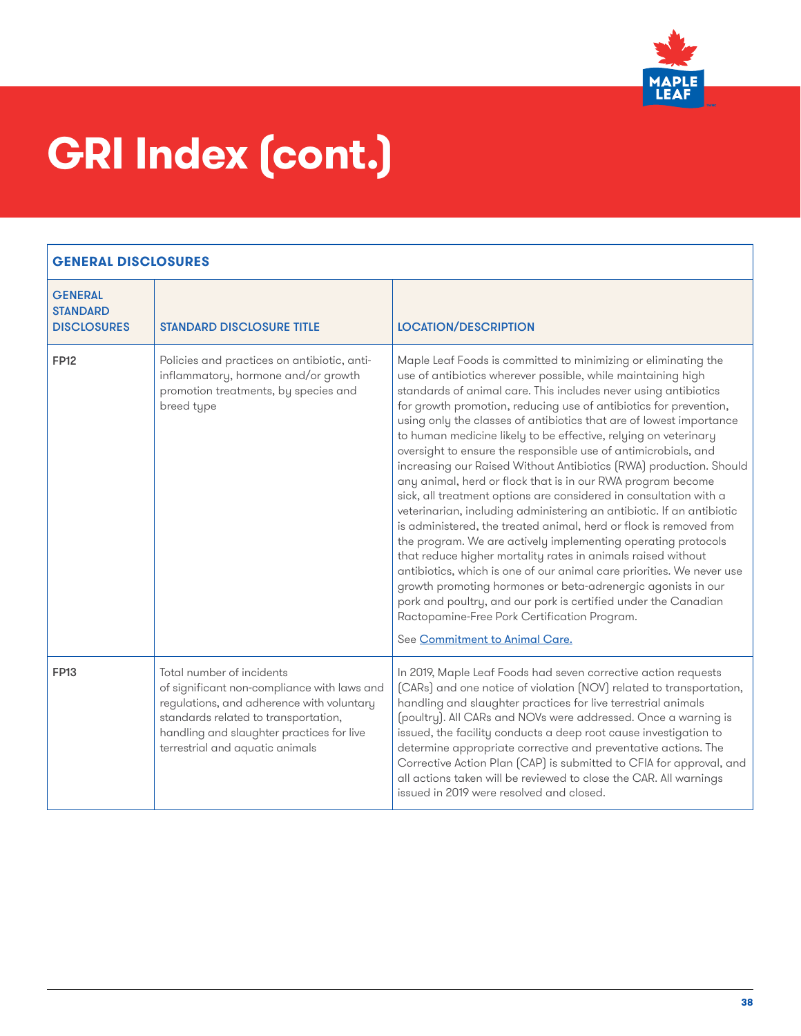# GRI Index (cont.)

| GENERAL DISCLOSURES | | |
|---|---|---|
| **GENERAL STANDARD DISCLOSURES** | **STANDARD DISCLOSURE TITLE** | **LOCATION/DESCRIPTION** |
| **FP12** | Policies and practices on antibiotic, anti-inflammatory, hormone and/or growth promotion treatments, by species and breed type | Maple Leaf Foods is committed to minimizing or eliminating the use of antibiotics wherever possible, while maintaining high standards of animal care. This includes never using antibiotics for growth promotion, reducing use of antibiotics for prevention, using only the classes of antibiotics that are of lowest importance to human medicine likely to be effective, relying on veterinary oversight to ensure the responsible use of antimicrobials, and increasing our Raised Without Antibiotics (RWA) production. Should any animal, herd or flock that is in our RWA program become sick, all treatment options are considered in consultation with a veterinarian, including administering an antibiotic. If an antibiotic is administered, the treated animal, herd or flock is removed from the program. We are actively implementing operating protocols that reduce higher mortality rates in animals raised without antibiotics, which is one of our animal care priorities. We never use growth promoting hormones or beta-adrenergic agonists in our pork and poultry, and our pork is certified under the Canadian Ractopamine-Free Pork Certification Program.<br><br>See Commitment to Animal Care. |
| **FP13** | Total number of incidents of significant non-compliance with laws and regulations, and adherence with voluntary standards related to transportation, handling and slaughter practices for live terrestrial and aquatic animals | In 2019, Maple Leaf Foods had seven corrective action requests (CARs) and one notice of violation (NOV) related to transportation, handling and slaughter practices for live terrestrial animals (poultry). All CARs and NOVs were addressed. Once a warning is issued, the facility conducts a deep root cause investigation to determine appropriate corrective and preventative actions. The Corrective Action Plan (CAP) is submitted to CFIA for approval, and all actions taken will be reviewed to close the CAR. All warnings issued in 2019 were resolved and closed. |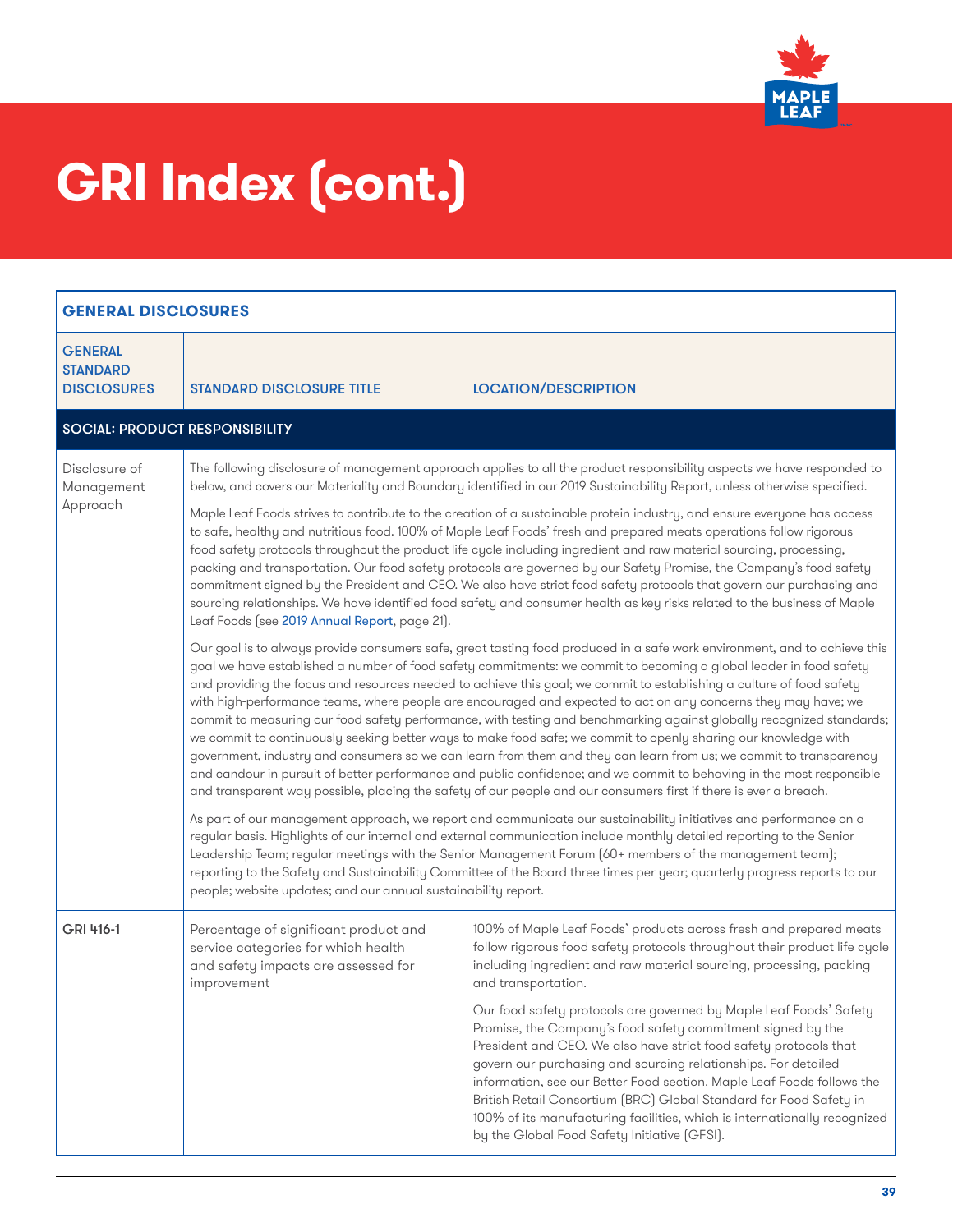# GRI Index (cont.)

| GENERAL DISCLOSURES | | |
|---|---|---|
| GENERAL STANDARD DISCLOSURES | STANDARD DISCLOSURE TITLE | LOCATION/DESCRIPTION |
| **SOCIAL: PRODUCT RESPONSIBILITY** | | |
| Disclosure of Management Approach | The following disclosure of management approach applies to all the product responsibility aspects we have responded to below, and covers our Materiality and Boundary identified in our 2019 Sustainability Report, unless otherwise specified.<br><br>Maple Leaf Foods strives to contribute to the creation of a sustainable protein industry, and ensure everyone has access to safe, healthy and nutritious food. 100% of Maple Leaf Foods' fresh and prepared meats operations follow rigorous food safety protocols throughout the product life cycle including ingredient and raw material sourcing, processing, packing and transportation. Our food safety protocols are governed by our Safety Promise, the Company's food safety commitment signed by the President and CEO. We also have strict food safety protocols that govern our purchasing and sourcing relationships. We have identified food safety and consumer health as key risks related to the business of Maple Leaf Foods (see 2019 Annual Report, page 21).<br><br>Our goal is to always provide consumers safe, great tasting food produced in a safe work environment, and to achieve this goal we have established a number of food safety commitments: we commit to becoming a global leader in food safety and providing the focus and resources needed to achieve this goal; we commit to establishing a culture of food safety with high-performance teams, where people are encouraged and expected to act on any concerns they may have; we commit to measuring our food safety performance, with testing and benchmarking against globally recognized standards; we commit to continuously seeking better ways to make food safe; we commit to openly sharing our knowledge with government, industry and consumers so we can learn from them and they can learn from us; we commit to transparency and candour in pursuit of better performance and public confidence; and we commit to behaving in the most responsible and transparent way possible, placing the safety of our people and our consumers first if there is ever a breach.<br><br>As part of our management approach, we report and communicate our sustainability initiatives and performance on a regular basis. Highlights of our internal and external communication include monthly detailed reporting to the Senior Leadership Team; regular meetings with the Senior Management Forum (60+ members of the management team); reporting to the Safety and Sustainability Committee of the Board three times per year; quarterly progress reports to our people; website updates; and our annual sustainability report. | |
| GRI 416-1 | Percentage of significant product and service categories for which health and safety impacts are assessed for improvement | 100% of Maple Leaf Foods' products across fresh and prepared meats follow rigorous food safety protocols throughout their product life cycle including ingredient and raw material sourcing, processing, packing and transportation.<br><br>Our food safety protocols are governed by Maple Leaf Foods' Safety Promise, the Company's food safety commitment signed by the President and CEO. We also have strict food safety protocols that govern our purchasing and sourcing relationships. For detailed information, see our Better Food section. Maple Leaf Foods follows the British Retail Consortium (BRC) Global Standard for Food Safety in 100% of its manufacturing facilities, which is internationally recognized by the Global Food Safety Initiative (GFSI). |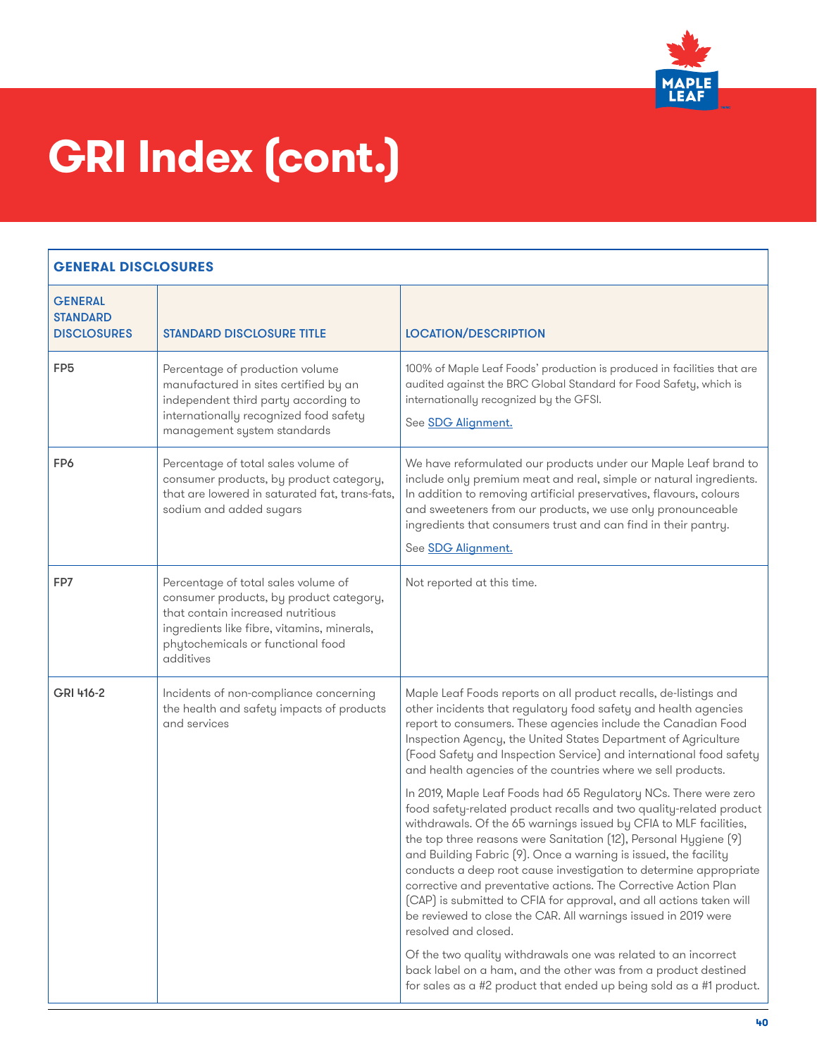# GRI Index (cont.)

| GENERAL DISCLOSURES | | |
|---|---|---|
| **GENERAL STANDARD DISCLOSURES** | **STANDARD DISCLOSURE TITLE** | **LOCATION/DESCRIPTION** |
| **FP5** | Percentage of production volume manufactured in sites certified by an independent third party according to internationally recognized food safety management system standards | 100% of Maple Leaf Foods' production is produced in facilities that are audited against the BRC Global Standard for Food Safety, which is internationally recognized by the GFSI.<br><br>See SDG Alignment. |
| **FP6** | Percentage of total sales volume of consumer products, by product category, that are lowered in saturated fat, trans-fats, sodium and added sugars | We have reformulated our products under our Maple Leaf brand to include only premium meat and real, simple or natural ingredients. In addition to removing artificial preservatives, flavours, colours and sweeteners from our products, we use only pronounceable ingredients that consumers trust and can find in their pantry.<br><br>See SDG Alignment. |
| **FP7** | Percentage of total sales volume of consumer products, by product category, that contain increased nutritious ingredients like fibre, vitamins, minerals, phytochemicals or functional food additives | Not reported at this time. |
| **GRI 416-2** | Incidents of non-compliance concerning the health and safety impacts of products and services | Maple Leaf Foods reports on all product recalls, de-listings and other incidents that regulatory food safety and health agencies report to consumers. These agencies include the Canadian Food Inspection Agency, the United States Department of Agriculture (Food Safety and Inspection Service) and international food safety and health agencies of the countries where we sell products.<br><br>In 2019, Maple Leaf Foods had 65 Regulatory NCs. There were zero food safety-related product recalls and two quality-related product withdrawals. Of the 65 warnings issued by CFIA to MLF facilities, the top three reasons were Sanitation (12), Personal Hygiene (9) and Building Fabric (9). Once a warning is issued, the facility conducts a deep root cause investigation to determine appropriate corrective and preventative actions. The Corrective Action Plan (CAP) is submitted to CFIA for approval, and all actions taken will be reviewed to close the CAR. All warnings issued in 2019 were resolved and closed.<br><br>Of the two quality withdrawals one was related to an incorrect back label on a ham, and the other was from a product destined for sales as a #2 product that ended up being sold as a #1 product. |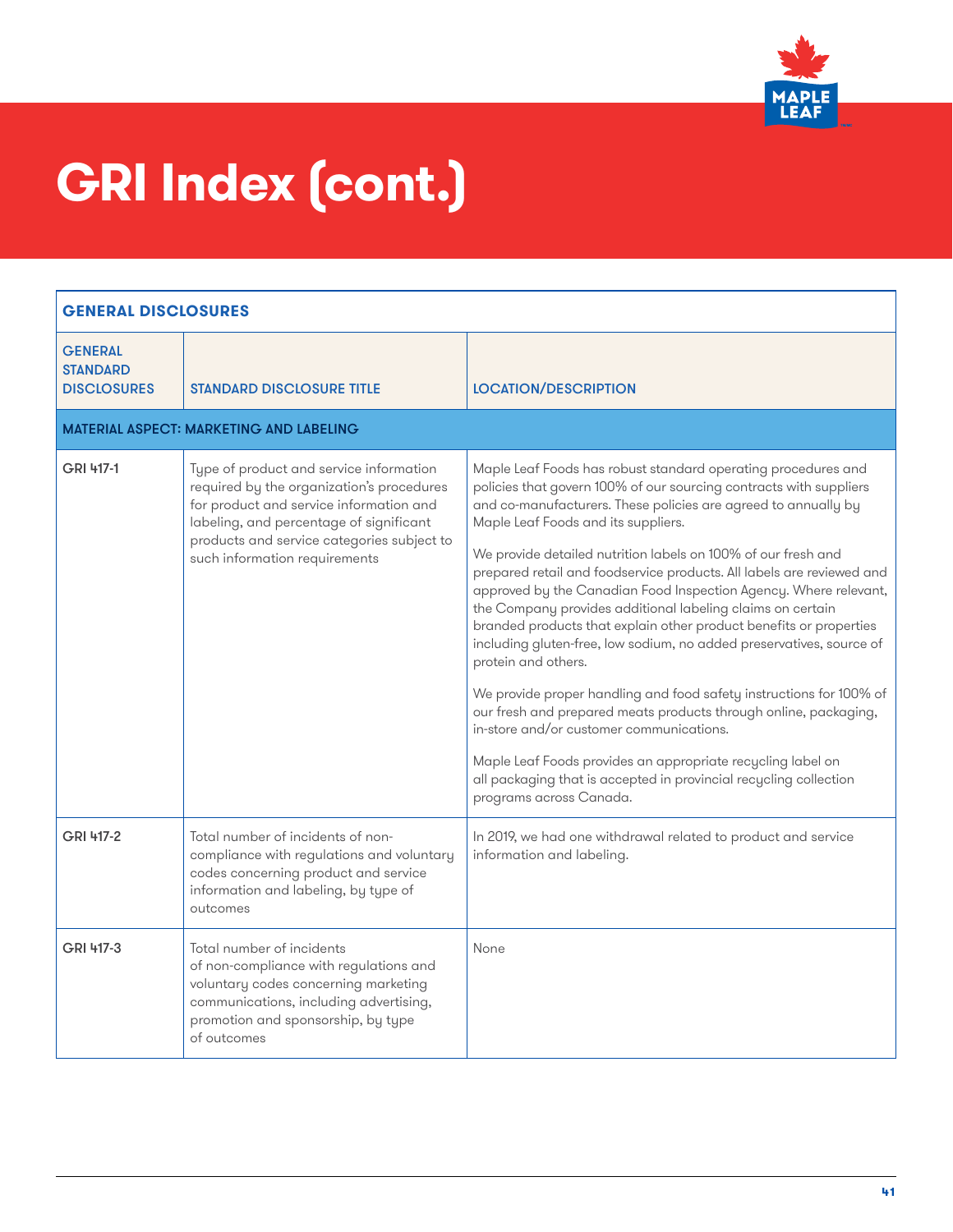# GRI Index (cont.)

| GENERAL DISCLOSURES | | |
|---|---|---|
| **GENERAL STANDARD DISCLOSURES** | **STANDARD DISCLOSURE TITLE** | **LOCATION/DESCRIPTION** |
| **MATERIAL ASPECT: MARKETING AND LABELING** | | |
| GRI 417-1 | Type of product and service information required by the organization's procedures for product and service information and labeling, and percentage of significant products and service categories subject to such information requirements | Maple Leaf Foods has robust standard operating procedures and policies that govern 100% of our sourcing contracts with suppliers and co-manufacturers. These policies are agreed to annually by Maple Leaf Foods and its suppliers.<br><br>We provide detailed nutrition labels on 100% of our fresh and prepared retail and foodservice products. All labels are reviewed and approved by the Canadian Food Inspection Agency. Where relevant, the Company provides additional labeling claims on certain branded products that explain other product benefits or properties including gluten-free, low sodium, no added preservatives, source of protein and others.<br><br>We provide proper handling and food safety instructions for 100% of our fresh and prepared meats products through online, packaging, in-store and/or customer communications.<br><br>Maple Leaf Foods provides an appropriate recycling label on all packaging that is accepted in provincial recycling collection programs across Canada. |
| GRI 417-2 | Total number of incidents of non-compliance with regulations and voluntary codes concerning product and service information and labeling, by type of outcomes | In 2019, we had one withdrawal related to product and service information and labeling. |
| GRI 417-3 | Total number of incidents of non-compliance with regulations and voluntary codes concerning marketing communications, including advertising, promotion and sponsorship, by type of outcomes | None |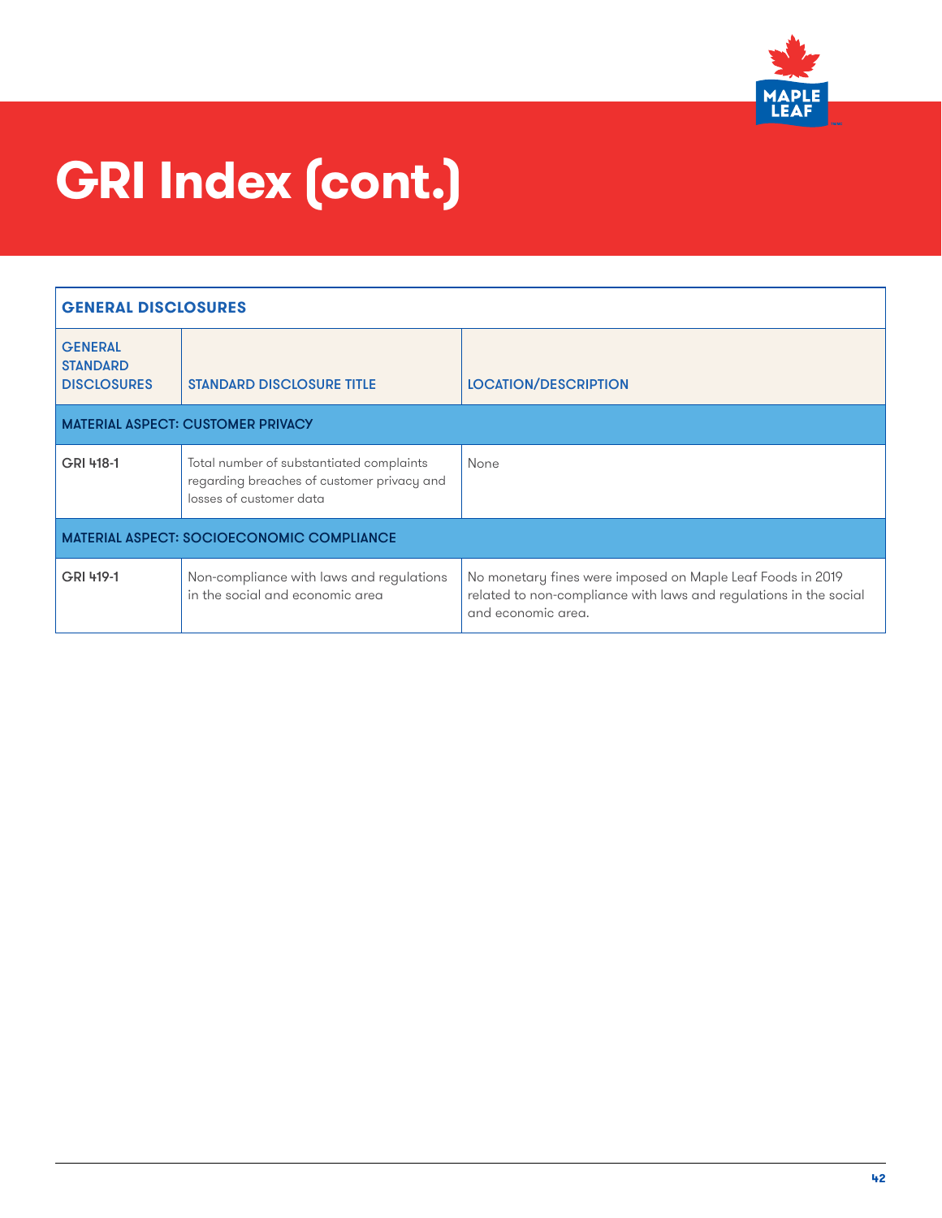# GRI Index (cont.)

| GENERAL DISCLOSURES | | |
|---|---|---|
| **GENERAL STANDARD DISCLOSURES** | **STANDARD DISCLOSURE TITLE** | **LOCATION/DESCRIPTION** |
| **MATERIAL ASPECT: CUSTOMER PRIVACY** | | |
| GRI 418-1 | Total number of substantiated complaints regarding breaches of customer privacy and losses of customer data | None |
| **MATERIAL ASPECT: SOCIOECONOMIC COMPLIANCE** | | |
| GRI 419-1 | Non-compliance with laws and regulations in the social and economic area | No monetary fines were imposed on Maple Leaf Foods in 2019 related to non-compliance with laws and regulations in the social and economic area. |